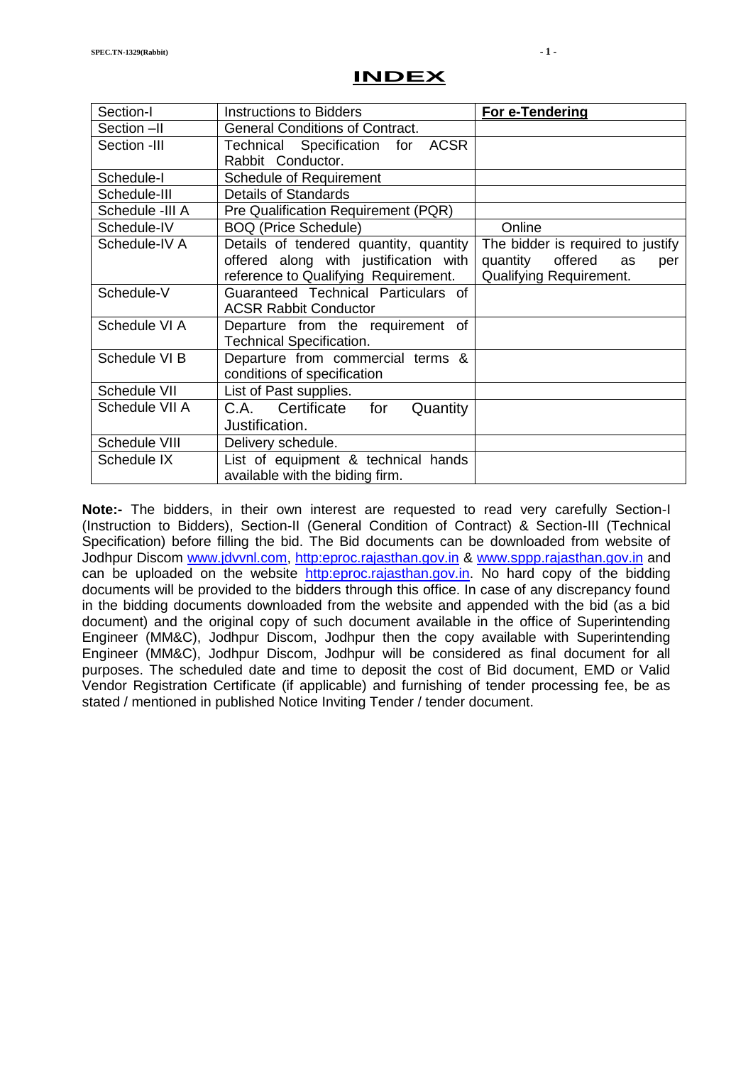# INDEX

| Section-I | Instructions to Bidders | **For e-Tendering** |
|---|---|---|
| Section –II | General Conditions of Contract. | |
| Section -III | Technical Specification for ACSR Rabbit Conductor. | |
| Schedule-I | Schedule of Requirement | |
| Schedule-III | Details of Standards | |
| Schedule -III A | Pre Qualification Requirement (PQR) | |
| Schedule-IV | BOQ (Price Schedule) | Online |
| Schedule-IV A | Details of tendered quantity, quantity offered along with justification with reference to Qualifying Requirement. | The bidder is required to justify quantity offered as per Qualifying Requirement. |
| Schedule-V | Guaranteed Technical Particulars of ACSR Rabbit Conductor | |
| Schedule VI A | Departure from the requirement of Technical Specification. | |
| Schedule VI B | Departure from commercial terms & conditions of specification | |
| Schedule VII | List of Past supplies. | |
| Schedule VII A | C.A. Certificate for Quantity Justification. | |
| Schedule VIII | Delivery schedule. | |
| Schedule IX | List of equipment & technical hands available with the biding firm. | |

**Note:-** The bidders, in their own interest are requested to read very carefully Section-I (Instruction to Bidders), Section-II (General Condition of Contract) & Section-III (Technical Specification) before filling the bid. The Bid documents can be downloaded from website of Jodhpur Discom www.jdvvnl.com, http:eproc.rajasthan.gov.in & www.sppp.rajasthan.gov.in and can be uploaded on the website http:eproc.rajasthan.gov.in. No hard copy of the bidding documents will be provided to the bidders through this office. In case of any discrepancy found in the bidding documents downloaded from the website and appended with the bid (as a bid document) and the original copy of such document available in the office of Superintending Engineer (MM&C), Jodhpur Discom, Jodhpur then the copy available with Superintending Engineer (MM&C), Jodhpur Discom, Jodhpur will be considered as final document for all purposes. The scheduled date and time to deposit the cost of Bid document, EMD or Valid Vendor Registration Certificate (if applicable) and furnishing of tender processing fee, be as stated / mentioned in published Notice Inviting Tender / tender document.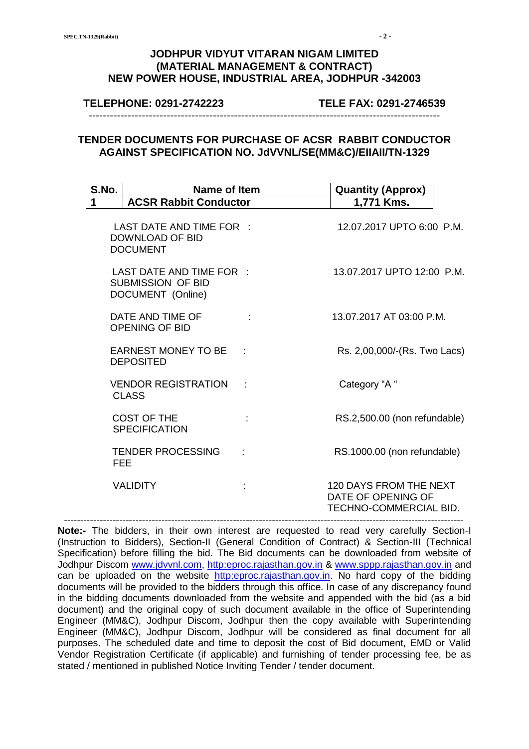**JODHPUR VIDYUT VITARAN NIGAM LIMITED**
**(MATERIAL MANAGEMENT & CONTRACT)**
**NEW POWER HOUSE, INDUSTRIAL AREA, JODHPUR -342003**

**TELEPHONE: 0291-2742223** **TELE FAX: 0291-2746539**

---

## TENDER DOCUMENTS FOR PURCHASE OF ACSR RABBIT CONDUCTOR AGAINST SPECIFICATION NO. JdVVNL/SE(MM&C)/EIIAII/TN-1329

| S.No. | Name of Item | Quantity (Approx) |
|---|---|---|
| 1 | ACSR Rabbit Conductor | 1,771 Kms. |

| | | |
|---|---|---|
| LAST DATE AND TIME FOR DOWNLOAD OF BID DOCUMENT | : | 12.07.2017 UPTO 6:00 P.M. |
| LAST DATE AND TIME FOR SUBMISSION OF BID DOCUMENT (Online) | : | 13.07.2017 UPTO 12:00 P.M. |
| DATE AND TIME OF OPENING OF BID | : | 13.07.2017 AT 03:00 P.M. |
| EARNEST MONEY TO BE DEPOSITED | : | Rs. 2,00,000/-(Rs. Two Lacs) |
| VENDOR REGISTRATION CLASS | : | Category "A " |
| COST OF THE SPECIFICATION | : | RS.2,500.00 (non refundable) |
| TENDER PROCESSING FEE | : | RS.1000.00 (non refundable) |
| VALIDITY | : | 120 DAYS FROM THE NEXT DATE OF OPENING OF TECHNO-COMMERCIAL BID. |

---

**Note:-** The bidders, in their own interest are requested to read very carefully Section-I (Instruction to Bidders), Section-II (General Condition of Contract) & Section-III (Technical Specification) before filling the bid. The Bid documents can be downloaded from website of Jodhpur Discom www.jdvvnl.com, http:eproc.rajasthan.gov.in & www.sppp.rajasthan.gov.in and can be uploaded on the website http:eproc.rajasthan.gov.in. No hard copy of the bidding documents will be provided to the bidders through this office. In case of any discrepancy found in the bidding documents downloaded from the website and appended with the bid (as a bid document) and the original copy of such document available in the office of Superintending Engineer (MM&C), Jodhpur Discom, Jodhpur then the copy available with Superintending Engineer (MM&C), Jodhpur Discom, Jodhpur will be considered as final document for all purposes. The scheduled date and time to deposit the cost of Bid document, EMD or Valid Vendor Registration Certificate (if applicable) and furnishing of tender processing fee, be as stated / mentioned in published Notice Inviting Tender / tender document.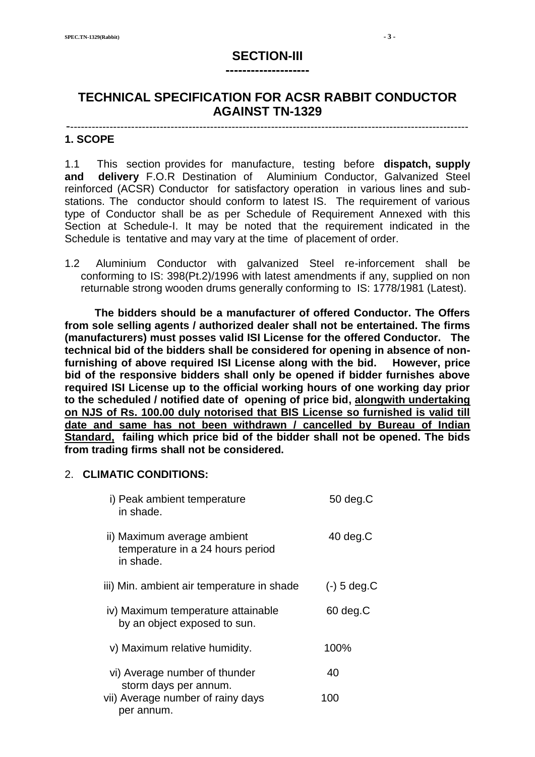## SECTION-III

## TECHNICAL SPECIFICATION FOR ACSR RABBIT CONDUCTOR AGAINST TN-1329

---

### 1. SCOPE

1.1 This section provides for manufacture, testing before **dispatch, supply and delivery** F.O.R Destination of Aluminium Conductor, Galvanized Steel reinforced (ACSR) Conductor for satisfactory operation in various lines and sub-stations. The conductor should conform to latest IS. The requirement of various type of Conductor shall be as per Schedule of Requirement Annexed with this Section at Schedule-I. It may be noted that the requirement indicated in the Schedule is tentative and may vary at the time of placement of order.

1.2 Aluminium Conductor with galvanized Steel re-inforcement shall be conforming to IS: 398(Pt.2)/1996 with latest amendments if any, supplied on non returnable strong wooden drums generally conforming to IS: 1778/1981 (Latest).

**The bidders should be a manufacturer of offered Conductor. The Offers from sole selling agents / authorized dealer shall not be entertained. The firms (manufacturers) must posses valid ISI License for the offered Conductor. The technical bid of the bidders shall be considered for opening in absence of non-furnishing of above required ISI License along with the bid. However, price bid of the responsive bidders shall only be opened if bidder furnishes above required ISI License up to the official working hours of one working day prior to the scheduled / notified date of opening of price bid, <u>alongwith undertaking on NJS of Rs. 100.00 duly notorised that BIS License so furnished is valid till date and same has not been withdrawn / cancelled by Bureau of Indian Standard,</u> failing which price bid of the bidder shall not be opened. The bids from trading firms shall not be considered.**

### 2. CLIMATIC CONDITIONS:

| | |
|---|---|
| i) Peak ambient temperature in shade. | 50 deg.C |
| ii) Maximum average ambient temperature in a 24 hours period in shade. | 40 deg.C |
| iii) Min. ambient air temperature in shade | (-) 5 deg.C |
| iv) Maximum temperature attainable by an object exposed to sun. | 60 deg.C |
| v) Maximum relative humidity. | 100% |
| vi) Average number of thunder storm days per annum. | 40 |
| vii) Average number of rainy days per annum. | 100 |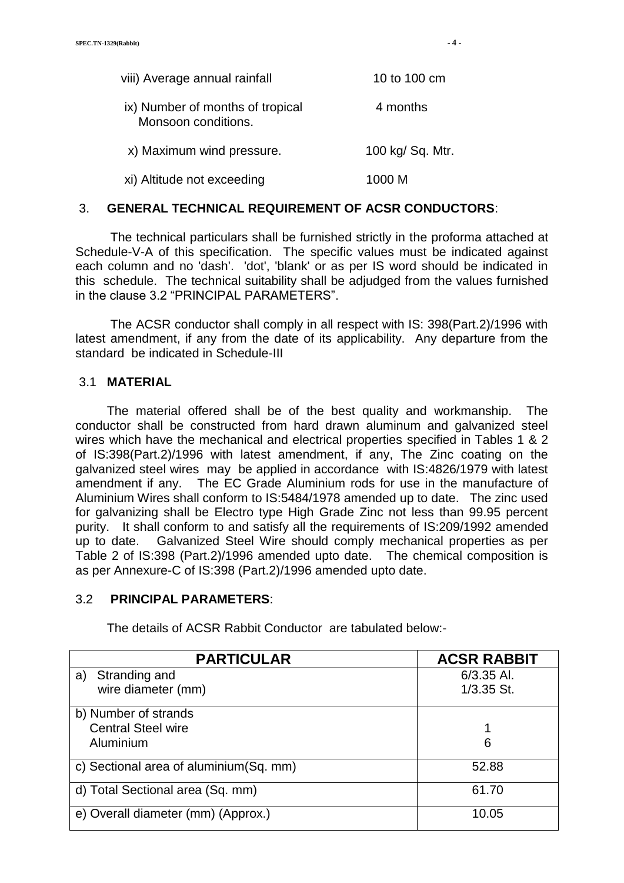viii) Average annual rainfall 10 to 100 cm

ix) Number of months of tropical Monsoon conditions. 4 months

x) Maximum wind pressure. 100 kg/ Sq. Mtr.

xi) Altitude not exceeding 1000 M

## 3. GENERAL TECHNICAL REQUIREMENT OF ACSR CONDUCTORS:

The technical particulars shall be furnished strictly in the proforma attached at Schedule-V-A of this specification. The specific values must be indicated against each column and no 'dash'. 'dot', 'blank' or as per IS word should be indicated in this schedule. The technical suitability shall be adjudged from the values furnished in the clause 3.2 "PRINCIPAL PARAMETERS".

The ACSR conductor shall comply in all respect with IS: 398(Part.2)/1996 with latest amendment, if any from the date of its applicability. Any departure from the standard be indicated in Schedule-III

### 3.1 MATERIAL

The material offered shall be of the best quality and workmanship. The conductor shall be constructed from hard drawn aluminum and galvanized steel wires which have the mechanical and electrical properties specified in Tables 1 & 2 of IS:398(Part.2)/1996 with latest amendment, if any, The Zinc coating on the galvanized steel wires may be applied in accordance with IS:4826/1979 with latest amendment if any. The EC Grade Aluminium rods for use in the manufacture of Aluminium Wires shall conform to IS:5484/1978 amended up to date. The zinc used for galvanizing shall be Electro type High Grade Zinc not less than 99.95 percent purity. It shall conform to and satisfy all the requirements of IS:209/1992 amended up to date. Galvanized Steel Wire should comply mechanical properties as per Table 2 of IS:398 (Part.2)/1996 amended upto date. The chemical composition is as per Annexure-C of IS:398 (Part.2)/1996 amended upto date.

### 3.2 PRINCIPAL PARAMETERS:

The details of ACSR Rabbit Conductor are tabulated below:-

| PARTICULAR | ACSR RABBIT |
|---|---|
| a) Stranding and wire diameter (mm) | 6/3.35 Al.<br>1/3.35 St. |
| b) Number of strands<br>Central Steel wire<br>Aluminium | <br>1<br>6 |
| c) Sectional area of aluminium(Sq. mm) | 52.88 |
| d) Total Sectional area (Sq. mm) | 61.70 |
| e) Overall diameter (mm) (Approx.) | 10.05 |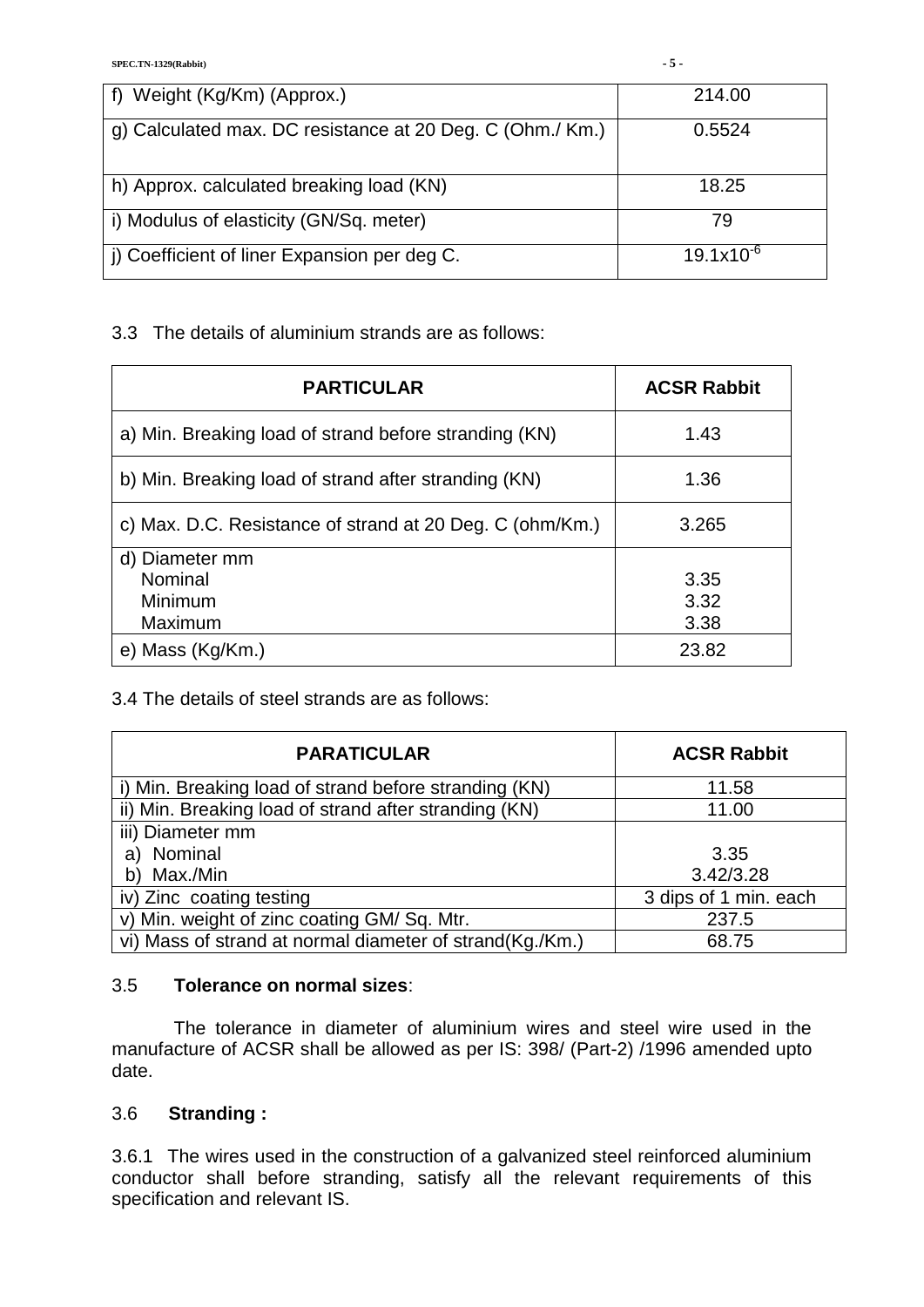| | |
|---|---|
| f) Weight (Kg/Km) (Approx.) | 214.00 |
| g) Calculated max. DC resistance at 20 Deg. C (Ohm./ Km.) | 0.5524 |
| h) Approx. calculated breaking load (KN) | 18.25 |
| i) Modulus of elasticity (GN/Sq. meter) | 79 |
| j) Coefficient of liner Expansion per deg C. | $19.1 \times 10^{-6}$ |

3.3 The details of aluminium strands are as follows:

| PARTICULAR | ACSR Rabbit |
|---|---|
| a) Min. Breaking load of strand before stranding (KN) | 1.43 |
| b) Min. Breaking load of strand after stranding (KN) | 1.36 |
| c) Max. D.C. Resistance of strand at 20 Deg. C (ohm/Km.) | 3.265 |
| d) Diameter mm<br>Nominal<br>Minimum<br>Maximum | <br>3.35<br>3.32<br>3.38 |
| e) Mass (Kg/Km.) | 23.82 |

3.4 The details of steel strands are as follows:

| PARATICULAR | ACSR Rabbit |
|---|---|
| i) Min. Breaking load of strand before stranding (KN) | 11.58 |
| ii) Min. Breaking load of strand after stranding (KN) | 11.00 |
| iii) Diameter mm<br>a) Nominal<br>b) Max./Min | <br>3.35<br>3.42/3.28 |
| iv) Zinc coating testing | 3 dips of 1 min. each |
| v) Min. weight of zinc coating GM/ Sq. Mtr. | 237.5 |
| vi) Mass of strand at normal diameter of strand(Kg./Km.) | 68.75 |

3.5 **Tolerance on normal sizes**:

The tolerance in diameter of aluminium wires and steel wire used in the manufacture of ACSR shall be allowed as per IS: 398/ (Part-2) /1996 amended upto date.

3.6 **Stranding :**

3.6.1 The wires used in the construction of a galvanized steel reinforced aluminium conductor shall before stranding, satisfy all the relevant requirements of this specification and relevant IS.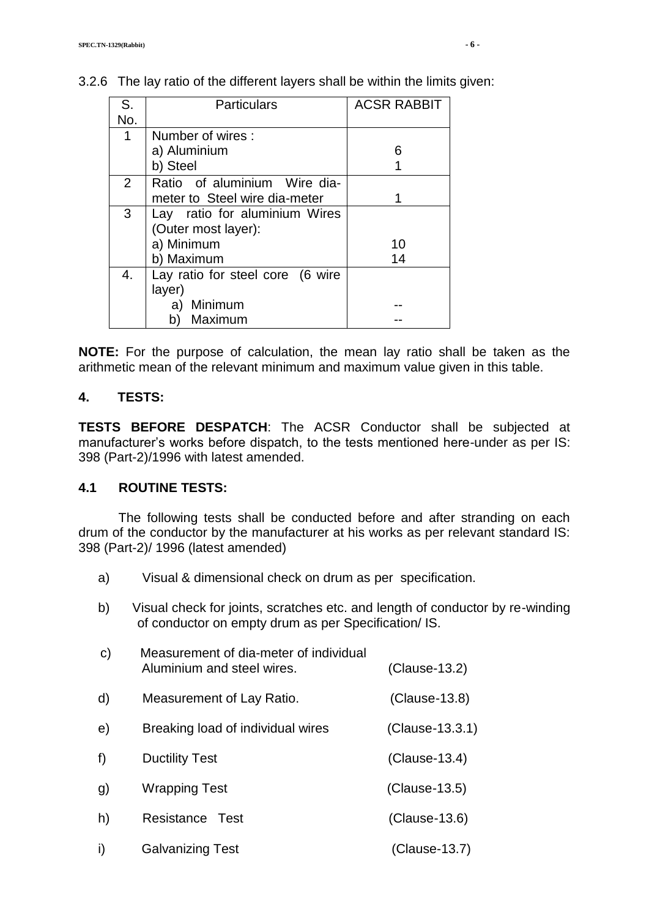3.2.6 The lay ratio of the different layers shall be within the limits given:

| S. No. | Particulars | ACSR RABBIT |
|---|---|---|
| 1 | Number of wires :<br>a) Aluminium<br>b) Steel | <br>6<br>1 |
| 2 | Ratio of aluminium Wire dia-meter to Steel wire dia-meter | 1 |
| 3 | Lay ratio for aluminium Wires (Outer most layer):<br>a) Minimum<br>b) Maximum | <br><br>10<br>14 |
| 4. | Lay ratio for steel core (6 wire layer)<br>a) Minimum<br>b) Maximum | <br><br>--<br>-- |

**NOTE:** For the purpose of calculation, the mean lay ratio shall be taken as the arithmetic mean of the relevant minimum and maximum value given in this table.

## 4. TESTS:

**TESTS BEFORE DESPATCH**: The ACSR Conductor shall be subjected at manufacturer's works before dispatch, to the tests mentioned here-under as per IS: 398 (Part-2)/1996 with latest amended.

### 4.1 ROUTINE TESTS:

The following tests shall be conducted before and after stranding on each drum of the conductor by the manufacturer at his works as per relevant standard IS: 398 (Part-2)/ 1996 (latest amended)

a) Visual & dimensional check on drum as per specification.

b) Visual check for joints, scratches etc. and length of conductor by re-winding of conductor on empty drum as per Specification/ IS.

c) Measurement of dia-meter of individual Aluminium and steel wires. (Clause-13.2)

d) Measurement of Lay Ratio. (Clause-13.8)

e) Breaking load of individual wires (Clause-13.3.1)

f) Ductility Test (Clause-13.4)

g) Wrapping Test (Clause-13.5)

h) Resistance Test (Clause-13.6)

i) Galvanizing Test (Clause-13.7)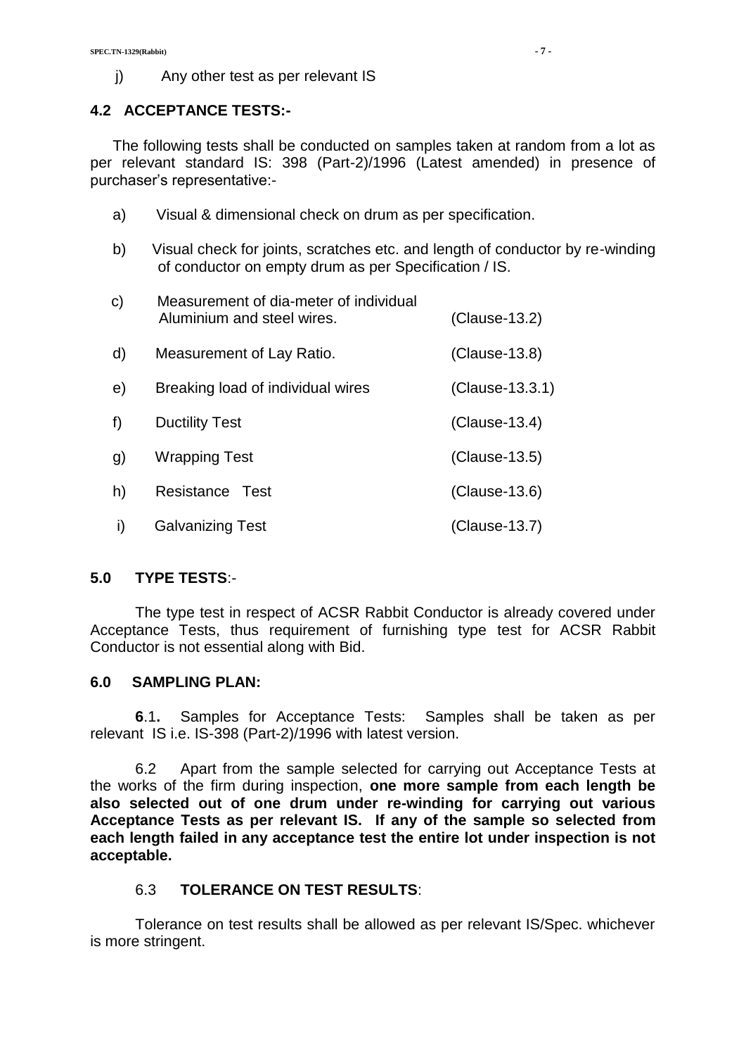j) Any other test as per relevant IS

## 4.2 ACCEPTANCE TESTS:-

The following tests shall be conducted on samples taken at random from a lot as per relevant standard IS: 398 (Part-2)/1996 (Latest amended) in presence of purchaser's representative:-

a) Visual & dimensional check on drum as per specification.

b) Visual check for joints, scratches etc. and length of conductor by re-winding of conductor on empty drum as per Specification / IS.

c) Measurement of dia-meter of individual Aluminium and steel wires. (Clause-13.2)

d) Measurement of Lay Ratio. (Clause-13.8)

e) Breaking load of individual wires (Clause-13.3.1)

f) Ductility Test (Clause-13.4)

g) Wrapping Test (Clause-13.5)

h) Resistance Test (Clause-13.6)

i) Galvanizing Test (Clause-13.7)

## 5.0 TYPE TESTS:-

The type test in respect of ACSR Rabbit Conductor is already covered under Acceptance Tests, thus requirement of furnishing type test for ACSR Rabbit Conductor is not essential along with Bid.

## 6.0 SAMPLING PLAN:

**6.1.** Samples for Acceptance Tests: Samples shall be taken as per relevant IS i.e. IS-398 (Part-2)/1996 with latest version.

6.2 Apart from the sample selected for carrying out Acceptance Tests at the works of the firm during inspection, **one more sample from each length be also selected out of one drum under re-winding for carrying out various Acceptance Tests as per relevant IS. If any of the sample so selected from each length failed in any acceptance test the entire lot under inspection is not acceptable.**

### 6.3 TOLERANCE ON TEST RESULTS:

Tolerance on test results shall be allowed as per relevant IS/Spec. whichever is more stringent.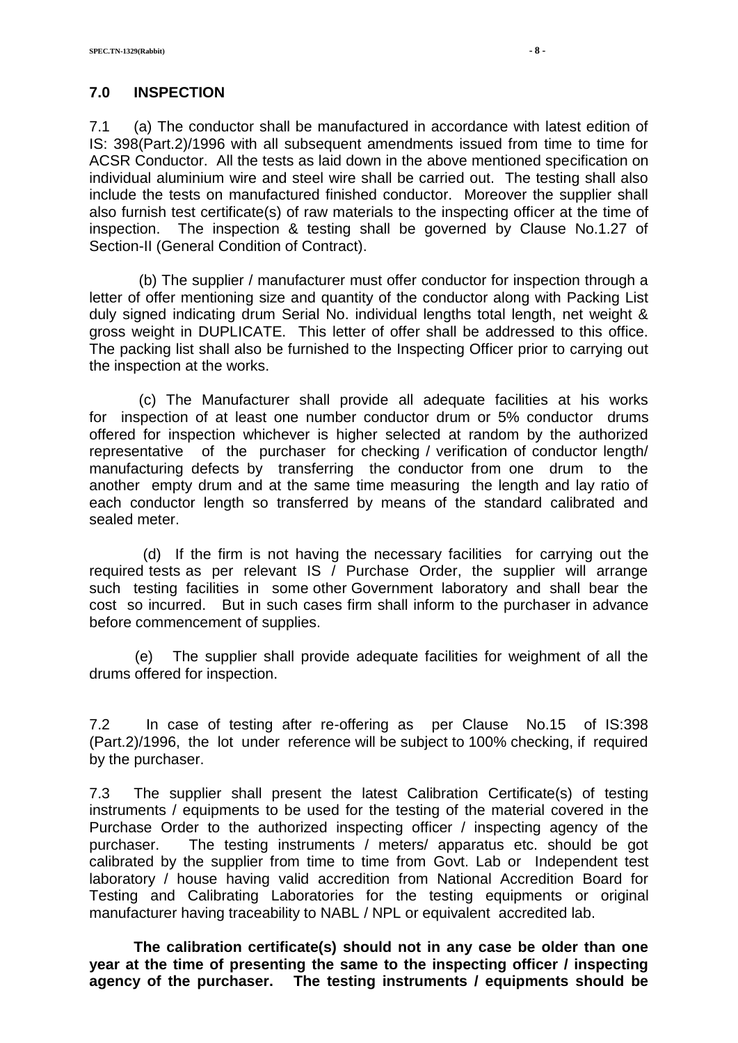## 7.0 INSPECTION

7.1 (a) The conductor shall be manufactured in accordance with latest edition of IS: 398(Part.2)/1996 with all subsequent amendments issued from time to time for ACSR Conductor. All the tests as laid down in the above mentioned specification on individual aluminium wire and steel wire shall be carried out. The testing shall also include the tests on manufactured finished conductor. Moreover the supplier shall also furnish test certificate(s) of raw materials to the inspecting officer at the time of inspection. The inspection & testing shall be governed by Clause No.1.27 of Section-II (General Condition of Contract).

(b) The supplier / manufacturer must offer conductor for inspection through a letter of offer mentioning size and quantity of the conductor along with Packing List duly signed indicating drum Serial No. individual lengths total length, net weight & gross weight in DUPLICATE. This letter of offer shall be addressed to this office. The packing list shall also be furnished to the Inspecting Officer prior to carrying out the inspection at the works.

(c) The Manufacturer shall provide all adequate facilities at his works for inspection of at least one number conductor drum or 5% conductor drums offered for inspection whichever is higher selected at random by the authorized representative of the purchaser for checking / verification of conductor length/ manufacturing defects by transferring the conductor from one drum to the another empty drum and at the same time measuring the length and lay ratio of each conductor length so transferred by means of the standard calibrated and sealed meter.

(d) If the firm is not having the necessary facilities for carrying out the required tests as per relevant IS / Purchase Order, the supplier will arrange such testing facilities in some other Government laboratory and shall bear the cost so incurred. But in such cases firm shall inform to the purchaser in advance before commencement of supplies.

(e) The supplier shall provide adequate facilities for weighment of all the drums offered for inspection.

7.2 In case of testing after re-offering as per Clause No.15 of IS:398 (Part.2)/1996, the lot under reference will be subject to 100% checking, if required by the purchaser.

7.3 The supplier shall present the latest Calibration Certificate(s) of testing instruments / equipments to be used for the testing of the material covered in the Purchase Order to the authorized inspecting officer / inspecting agency of the purchaser. The testing instruments / meters/ apparatus etc. should be got calibrated by the supplier from time to time from Govt. Lab or Independent test laboratory / house having valid accredition from National Accredition Board for Testing and Calibrating Laboratories for the testing equipments or original manufacturer having traceability to NABL / NPL or equivalent accredited lab.

**The calibration certificate(s) should not in any case be older than one year at the time of presenting the same to the inspecting officer / inspecting agency of the purchaser. The testing instruments / equipments should be**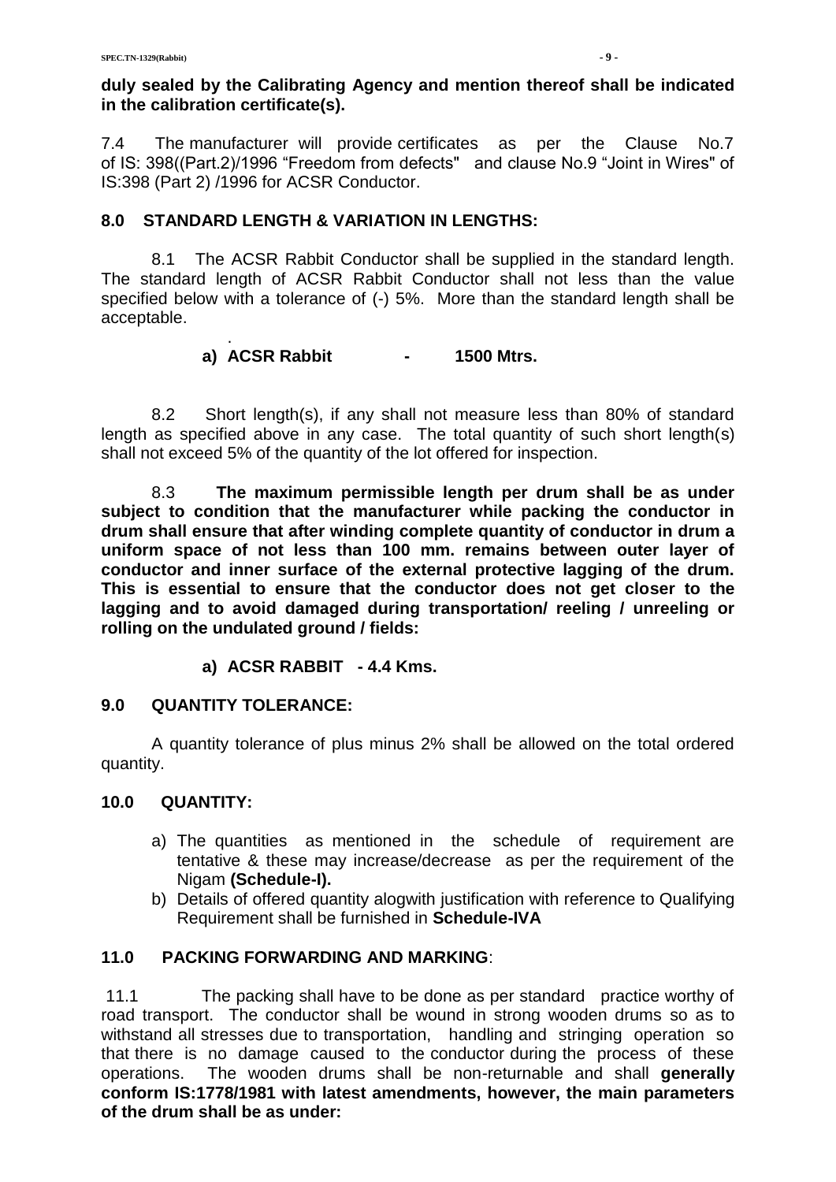**duly sealed by the Calibrating Agency and mention thereof shall be indicated in the calibration certificate(s).**

7.4 The manufacturer will provide certificates as per the Clause No.7 of IS: 398((Part.2)/1996 "Freedom from defects" and clause No.9 "Joint in Wires" of IS:398 (Part 2) /1996 for ACSR Conductor.

## 8.0 STANDARD LENGTH & VARIATION IN LENGTHS:

8.1 The ACSR Rabbit Conductor shall be supplied in the standard length. The standard length of ACSR Rabbit Conductor shall not less than the value specified below with a tolerance of (-) 5%. More than the standard length shall be acceptable.

**a) ACSR Rabbit - 1500 Mtrs.**

8.2 Short length(s), if any shall not measure less than 80% of standard length as specified above in any case. The total quantity of such short length(s) shall not exceed 5% of the quantity of the lot offered for inspection.

8.3 **The maximum permissible length per drum shall be as under subject to condition that the manufacturer while packing the conductor in drum shall ensure that after winding complete quantity of conductor in drum a uniform space of not less than 100 mm. remains between outer layer of conductor and inner surface of the external protective lagging of the drum. This is essential to ensure that the conductor does not get closer to the lagging and to avoid damaged during transportation/ reeling / unreeling or rolling on the undulated ground / fields:**

**a) ACSR RABBIT - 4.4 Kms.**

## 9.0 QUANTITY TOLERANCE:

A quantity tolerance of plus minus 2% shall be allowed on the total ordered quantity.

## 10.0 QUANTITY:

a) The quantities as mentioned in the schedule of requirement are tentative & these may increase/decrease as per the requirement of the Nigam **(Schedule-I).**
b) Details of offered quantity alogwith justification with reference to Qualifying Requirement shall be furnished in **Schedule-IVA**

## 11.0 PACKING FORWARDING AND MARKING:

11.1 The packing shall have to be done as per standard practice worthy of road transport. The conductor shall be wound in strong wooden drums so as to withstand all stresses due to transportation, handling and stringing operation so that there is no damage caused to the conductor during the process of these operations. The wooden drums shall be non-returnable and shall **generally conform IS:1778/1981 with latest amendments, however, the main parameters of the drum shall be as under:**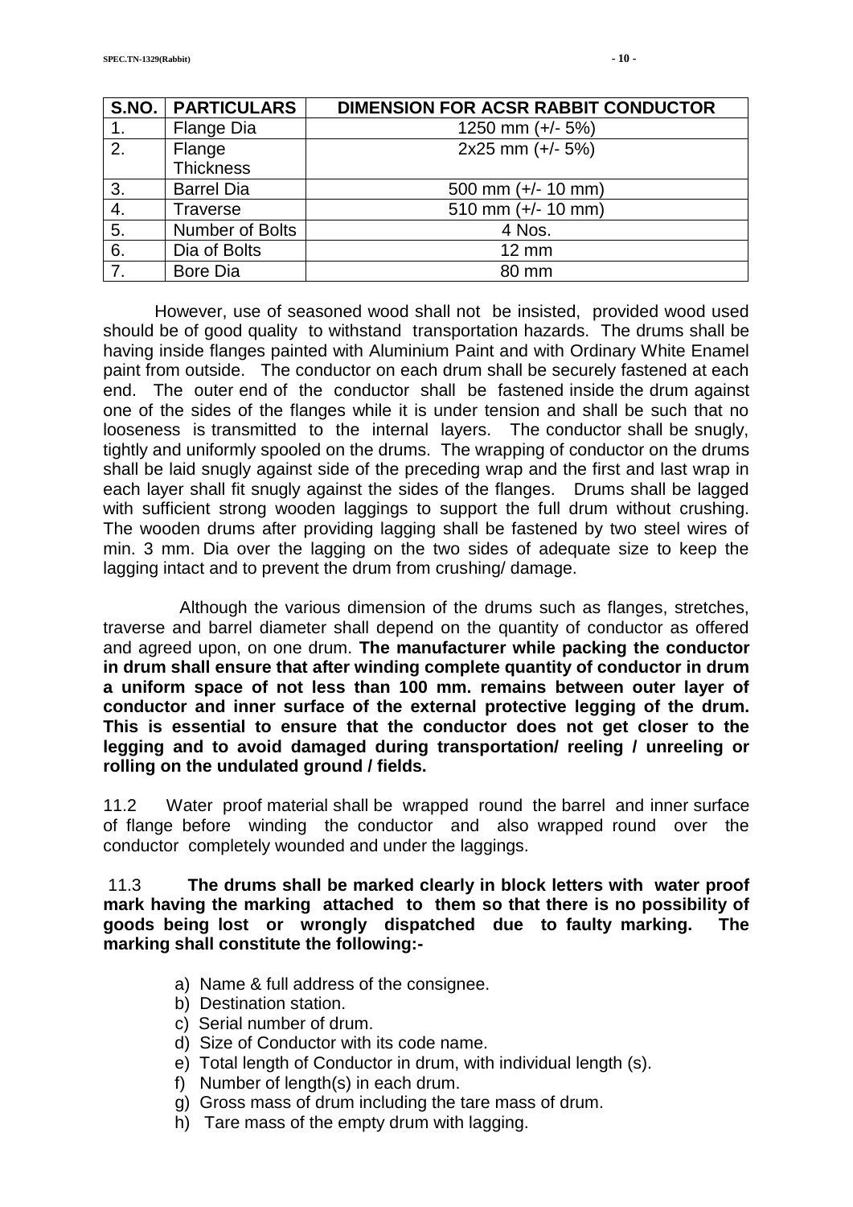| S.NO. | PARTICULARS | DIMENSION FOR ACSR RABBIT CONDUCTOR |
|---|---|---|
| 1. | Flange Dia | 1250 mm (+/- 5%) |
| 2. | Flange Thickness | 2x25 mm (+/- 5%) |
| 3. | Barrel Dia | 500 mm (+/- 10 mm) |
| 4. | Traverse | 510 mm (+/- 10 mm) |
| 5. | Number of Bolts | 4 Nos. |
| 6. | Dia of Bolts | 12 mm |
| 7. | Bore Dia | 80 mm |

However, use of seasoned wood shall not be insisted, provided wood used should be of good quality to withstand transportation hazards. The drums shall be having inside flanges painted with Aluminium Paint and with Ordinary White Enamel paint from outside. The conductor on each drum shall be securely fastened at each end. The outer end of the conductor shall be fastened inside the drum against one of the sides of the flanges while it is under tension and shall be such that no looseness is transmitted to the internal layers. The conductor shall be snugly, tightly and uniformly spooled on the drums. The wrapping of conductor on the drums shall be laid snugly against side of the preceding wrap and the first and last wrap in each layer shall fit snugly against the sides of the flanges. Drums shall be lagged with sufficient strong wooden laggings to support the full drum without crushing. The wooden drums after providing lagging shall be fastened by two steel wires of min. 3 mm. Dia over the lagging on the two sides of adequate size to keep the lagging intact and to prevent the drum from crushing/ damage.

Although the various dimension of the drums such as flanges, stretches, traverse and barrel diameter shall depend on the quantity of conductor as offered and agreed upon, on one drum. **The manufacturer while packing the conductor in drum shall ensure that after winding complete quantity of conductor in drum a uniform space of not less than 100 mm. remains between outer layer of conductor and inner surface of the external protective legging of the drum. This is essential to ensure that the conductor does not get closer to the legging and to avoid damaged during transportation/ reeling / unreeling or rolling on the undulated ground / fields.**

11.2 Water proof material shall be wrapped round the barrel and inner surface of flange before winding the conductor and also wrapped round over the conductor completely wounded and under the laggings.

11.3 **The drums shall be marked clearly in block letters with water proof mark having the marking attached to them so that there is no possibility of goods being lost or wrongly dispatched due to faulty marking. The marking shall constitute the following:-**

a) Name & full address of the consignee.
b) Destination station.
c) Serial number of drum.
d) Size of Conductor with its code name.
e) Total length of Conductor in drum, with individual length (s).
f) Number of length(s) in each drum.
g) Gross mass of drum including the tare mass of drum.
h) Tare mass of the empty drum with lagging.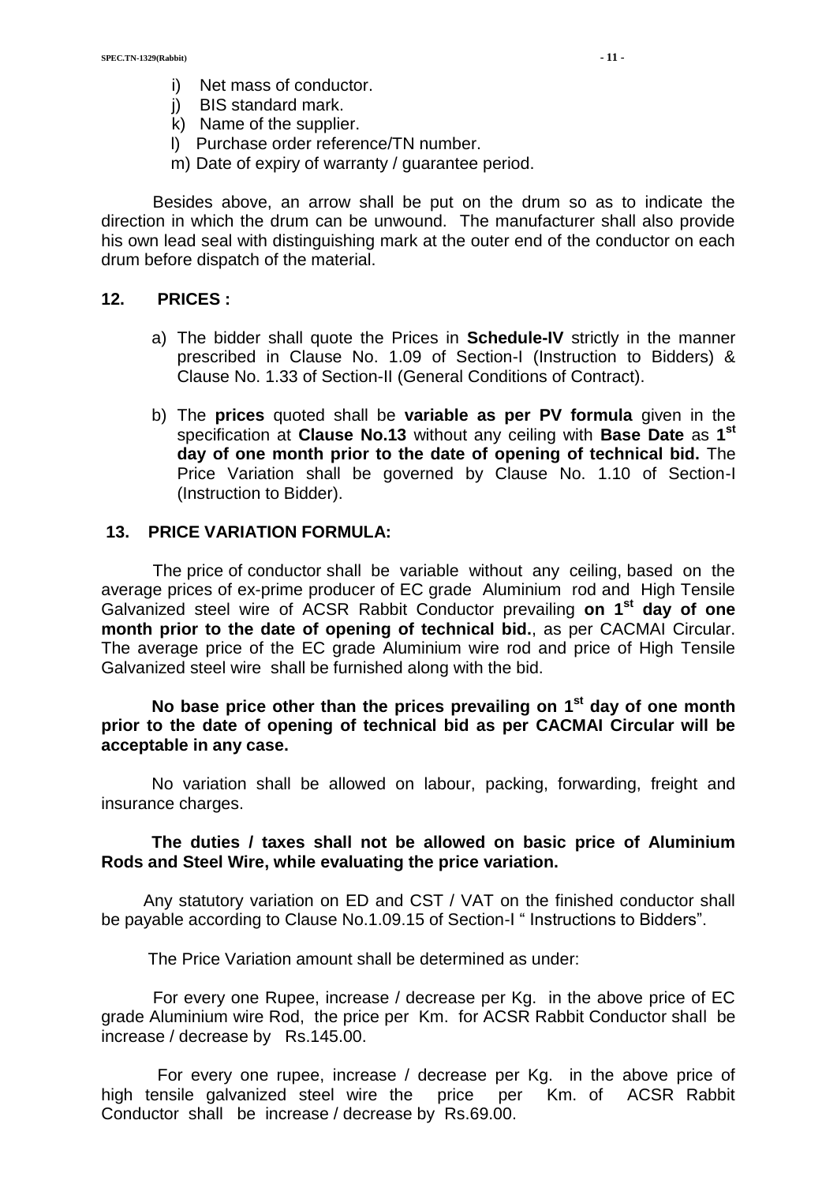i) Net mass of conductor.
j) BIS standard mark.
k) Name of the supplier.
l) Purchase order reference/TN number.
m) Date of expiry of warranty / guarantee period.

Besides above, an arrow shall be put on the drum so as to indicate the direction in which the drum can be unwound. The manufacturer shall also provide his own lead seal with distinguishing mark at the outer end of the conductor on each drum before dispatch of the material.

## 12. PRICES :

a) The bidder shall quote the Prices in **Schedule-IV** strictly in the manner prescribed in Clause No. 1.09 of Section-I (Instruction to Bidders) & Clause No. 1.33 of Section-II (General Conditions of Contract).

b) The **prices** quoted shall be **variable as per PV formula** given in the specification at **Clause No.13** without any ceiling with **Base Date** as **1st day of one month prior to the date of opening of technical bid.** The Price Variation shall be governed by Clause No. 1.10 of Section-I (Instruction to Bidder).

## 13. PRICE VARIATION FORMULA:

The price of conductor shall be variable without any ceiling, based on the average prices of ex-prime producer of EC grade Aluminium rod and High Tensile Galvanized steel wire of ACSR Rabbit Conductor prevailing **on 1st day of one month prior to the date of opening of technical bid.**, as per CACMAI Circular. The average price of the EC grade Aluminium wire rod and price of High Tensile Galvanized steel wire shall be furnished along with the bid.

**No base price other than the prices prevailing on 1st day of one month prior to the date of opening of technical bid as per CACMAI Circular will be acceptable in any case.**

No variation shall be allowed on labour, packing, forwarding, freight and insurance charges.

**The duties / taxes shall not be allowed on basic price of Aluminium Rods and Steel Wire, while evaluating the price variation.**

Any statutory variation on ED and CST / VAT on the finished conductor shall be payable according to Clause No.1.09.15 of Section-I " Instructions to Bidders".

The Price Variation amount shall be determined as under:

For every one Rupee, increase / decrease per Kg. in the above price of EC grade Aluminium wire Rod, the price per Km. for ACSR Rabbit Conductor shall be increase / decrease by Rs.145.00.

For every one rupee, increase / decrease per Kg. in the above price of high tensile galvanized steel wire the price per Km. of ACSR Rabbit Conductor shall be increase / decrease by Rs.69.00.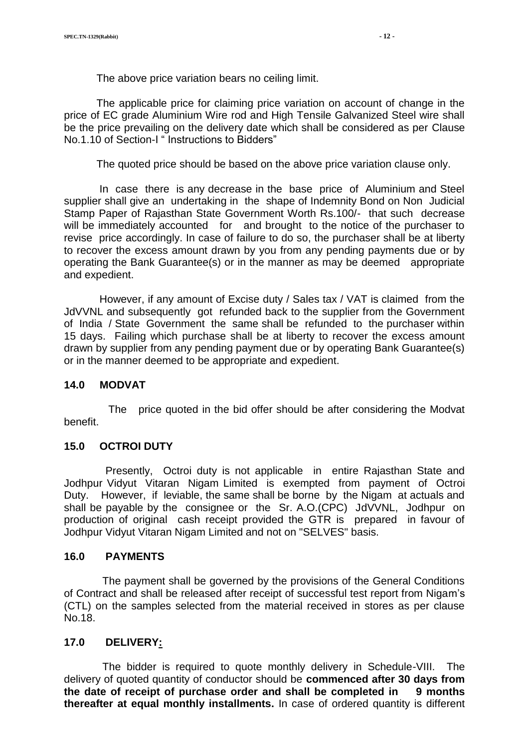The above price variation bears no ceiling limit.

The applicable price for claiming price variation on account of change in the price of EC grade Aluminium Wire rod and High Tensile Galvanized Steel wire shall be the price prevailing on the delivery date which shall be considered as per Clause No.1.10 of Section-I " Instructions to Bidders"

The quoted price should be based on the above price variation clause only.

In case there is any decrease in the base price of Aluminium and Steel supplier shall give an undertaking in the shape of Indemnity Bond on Non Judicial Stamp Paper of Rajasthan State Government Worth Rs.100/- that such decrease will be immediately accounted for and brought to the notice of the purchaser to revise price accordingly. In case of failure to do so, the purchaser shall be at liberty to recover the excess amount drawn by you from any pending payments due or by operating the Bank Guarantee(s) or in the manner as may be deemed appropriate and expedient.

However, if any amount of Excise duty / Sales tax / VAT is claimed from the JdVVNL and subsequently got refunded back to the supplier from the Government of India / State Government the same shall be refunded to the purchaser within 15 days. Failing which purchase shall be at liberty to recover the excess amount drawn by supplier from any pending payment due or by operating Bank Guarantee(s) or in the manner deemed to be appropriate and expedient.

## 14.0 MODVAT

The price quoted in the bid offer should be after considering the Modvat benefit.

## 15.0 OCTROI DUTY

Presently, Octroi duty is not applicable in entire Rajasthan State and Jodhpur Vidyut Vitaran Nigam Limited is exempted from payment of Octroi Duty. However, if leviable, the same shall be borne by the Nigam at actuals and shall be payable by the consignee or the Sr. A.O.(CPC) JdVVNL, Jodhpur on production of original cash receipt provided the GTR is prepared in favour of Jodhpur Vidyut Vitaran Nigam Limited and not on "SELVES" basis.

## 16.0 PAYMENTS

The payment shall be governed by the provisions of the General Conditions of Contract and shall be released after receipt of successful test report from Nigam's (CTL) on the samples selected from the material received in stores as per clause No.18.

## 17.0 DELIVERY:

The bidder is required to quote monthly delivery in Schedule-VIII. The delivery of quoted quantity of conductor should be **commenced after 30 days from the date of receipt of purchase order and shall be completed in 9 months thereafter at equal monthly installments.** In case of ordered quantity is different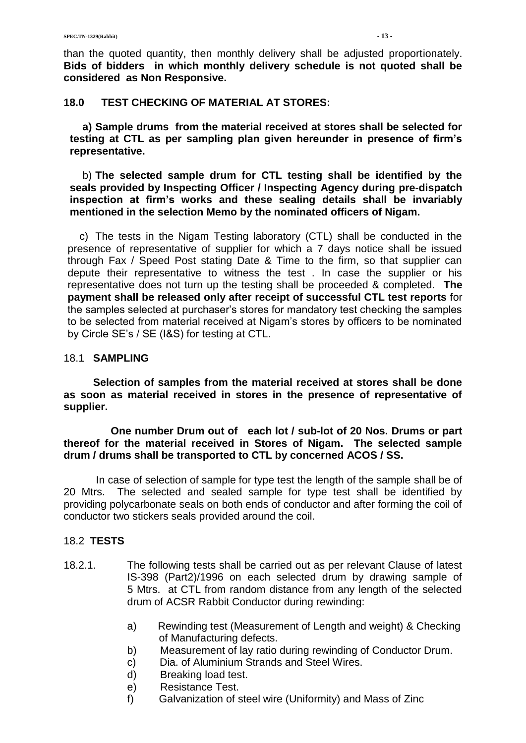than the quoted quantity, then monthly delivery shall be adjusted proportionately. **Bids of bidders in which monthly delivery schedule is not quoted shall be considered as Non Responsive.**

## 18.0 TEST CHECKING OF MATERIAL AT STORES:

**a) Sample drums from the material received at stores shall be selected for testing at CTL as per sampling plan given hereunder in presence of firm's representative.**

b) **The selected sample drum for CTL testing shall be identified by the seals provided by Inspecting Officer / Inspecting Agency during pre-dispatch inspection at firm's works and these sealing details shall be invariably mentioned in the selection Memo by the nominated officers of Nigam.**

c) The tests in the Nigam Testing laboratory (CTL) shall be conducted in the presence of representative of supplier for which a 7 days notice shall be issued through Fax / Speed Post stating Date & Time to the firm, so that supplier can depute their representative to witness the test . In case the supplier or his representative does not turn up the testing shall be proceeded & completed. **The payment shall be released only after receipt of successful CTL test reports** for the samples selected at purchaser's stores for mandatory test checking the samples to be selected from material received at Nigam's stores by officers to be nominated by Circle SE's / SE (I&S) for testing at CTL.

### 18.1 SAMPLING

**Selection of samples from the material received at stores shall be done as soon as material received in stores in the presence of representative of supplier.**

**One number Drum out of each lot / sub-lot of 20 Nos. Drums or part thereof for the material received in Stores of Nigam. The selected sample drum / drums shall be transported to CTL by concerned ACOS / SS.**

In case of selection of sample for type test the length of the sample shall be of 20 Mtrs. The selected and sealed sample for type test shall be identified by providing polycarbonate seals on both ends of conductor and after forming the coil of conductor two stickers seals provided around the coil.

### 18.2 TESTS

18.2.1. The following tests shall be carried out as per relevant Clause of latest IS-398 (Part2)/1996 on each selected drum by drawing sample of 5 Mtrs. at CTL from random distance from any length of the selected drum of ACSR Rabbit Conductor during rewinding:

a) Rewinding test (Measurement of Length and weight) & Checking of Manufacturing defects.
b) Measurement of lay ratio during rewinding of Conductor Drum.
c) Dia. of Aluminium Strands and Steel Wires.
d) Breaking load test.
e) Resistance Test.
f) Galvanization of steel wire (Uniformity) and Mass of Zinc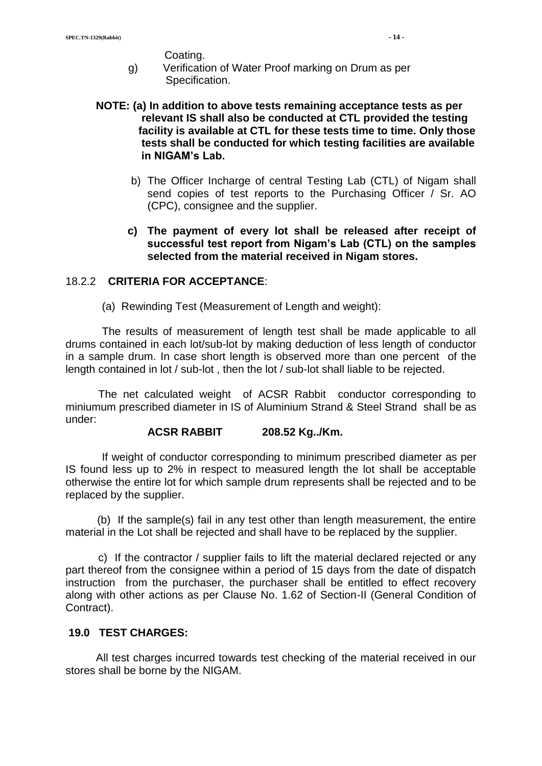Coating.

g) Verification of Water Proof marking on Drum as per Specification.

**NOTE: (a) In addition to above tests remaining acceptance tests as per relevant IS shall also be conducted at CTL provided the testing facility is available at CTL for these tests time to time. Only those tests shall be conducted for which testing facilities are available in NIGAM's Lab.**

b) The Officer Incharge of central Testing Lab (CTL) of Nigam shall send copies of test reports to the Purchasing Officer / Sr. AO (CPC), consignee and the supplier.

**c) The payment of every lot shall be released after receipt of successful test report from Nigam's Lab (CTL) on the samples selected from the material received in Nigam stores.**

18.2.2 **CRITERIA FOR ACCEPTANCE**:

(a) Rewinding Test (Measurement of Length and weight):

The results of measurement of length test shall be made applicable to all drums contained in each lot/sub-lot by making deduction of less length of conductor in a sample drum. In case short length is observed more than one percent of the length contained in lot / sub-lot , then the lot / sub-lot shall liable to be rejected.

The net calculated weight of ACSR Rabbit conductor corresponding to miniumum prescribed diameter in IS of Aluminium Strand & Steel Strand shall be as under:

**ACSR RABBIT 208.52 Kg../Km.**

If weight of conductor corresponding to minimum prescribed diameter as per IS found less up to 2% in respect to measured length the lot shall be acceptable otherwise the entire lot for which sample drum represents shall be rejected and to be replaced by the supplier.

(b) If the sample(s) fail in any test other than length measurement, the entire material in the Lot shall be rejected and shall have to be replaced by the supplier.

c) If the contractor / supplier fails to lift the material declared rejected or any part thereof from the consignee within a period of 15 days from the date of dispatch instruction from the purchaser, the purchaser shall be entitled to effect recovery along with other actions as per Clause No. 1.62 of Section-II (General Condition of Contract).

**19.0 TEST CHARGES:**

All test charges incurred towards test checking of the material received in our stores shall be borne by the NIGAM.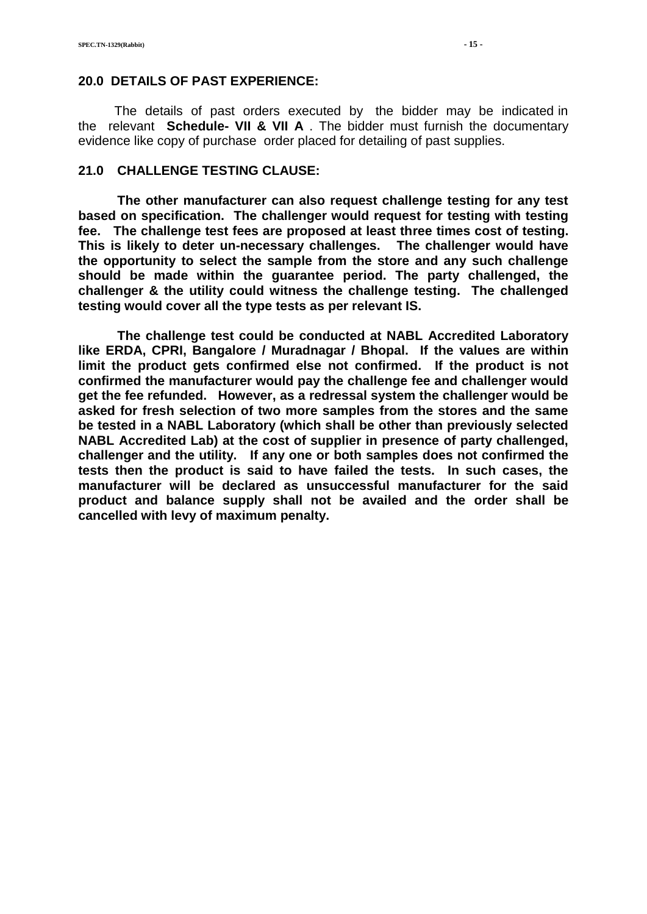## 20.0 DETAILS OF PAST EXPERIENCE:

The details of past orders executed by the bidder may be indicated in the relevant **Schedule- VII & VII A** . The bidder must furnish the documentary evidence like copy of purchase order placed for detailing of past supplies.

## 21.0 CHALLENGE TESTING CLAUSE:

**The other manufacturer can also request challenge testing for any test based on specification. The challenger would request for testing with testing fee. The challenge test fees are proposed at least three times cost of testing. This is likely to deter un-necessary challenges. The challenger would have the opportunity to select the sample from the store and any such challenge should be made within the guarantee period. The party challenged, the challenger & the utility could witness the challenge testing. The challenged testing would cover all the type tests as per relevant IS.**

**The challenge test could be conducted at NABL Accredited Laboratory like ERDA, CPRI, Bangalore / Muradnagar / Bhopal. If the values are within limit the product gets confirmed else not confirmed. If the product is not confirmed the manufacturer would pay the challenge fee and challenger would get the fee refunded. However, as a redressal system the challenger would be asked for fresh selection of two more samples from the stores and the same be tested in a NABL Laboratory (which shall be other than previously selected NABL Accredited Lab) at the cost of supplier in presence of party challenged, challenger and the utility. If any one or both samples does not confirmed the tests then the product is said to have failed the tests. In such cases, the manufacturer will be declared as unsuccessful manufacturer for the said product and balance supply shall not be availed and the order shall be cancelled with levy of maximum penalty.**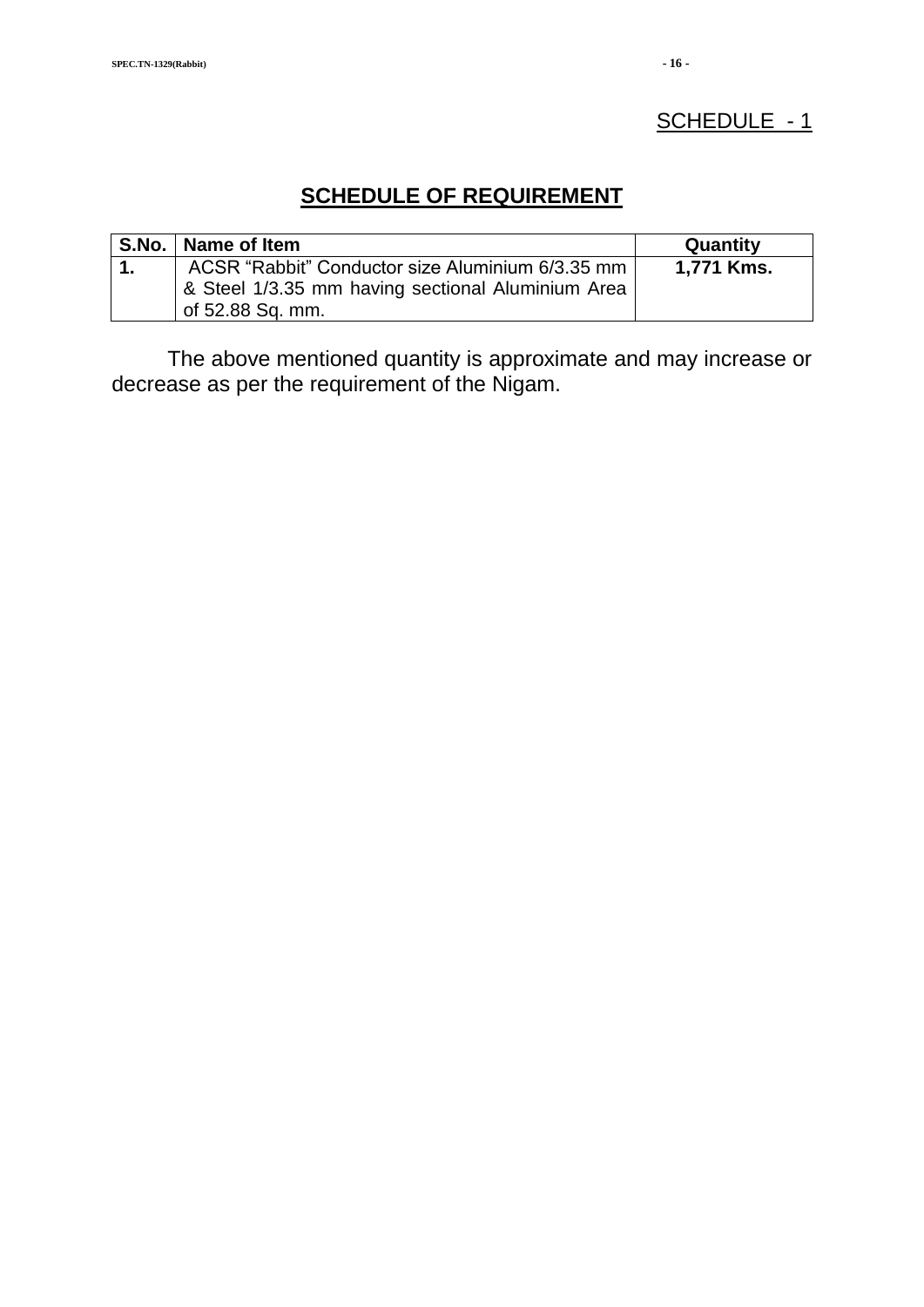SCHEDULE - 1

## SCHEDULE OF REQUIREMENT

| S.No. | Name of Item | Quantity |
|---|---|---|
| **1.** | ACSR "Rabbit" Conductor size Aluminium 6/3.35 mm & Steel 1/3.35 mm having sectional Aluminium Area of 52.88 Sq. mm. | **1,771 Kms.** |

The above mentioned quantity is approximate and may increase or decrease as per the requirement of the Nigam.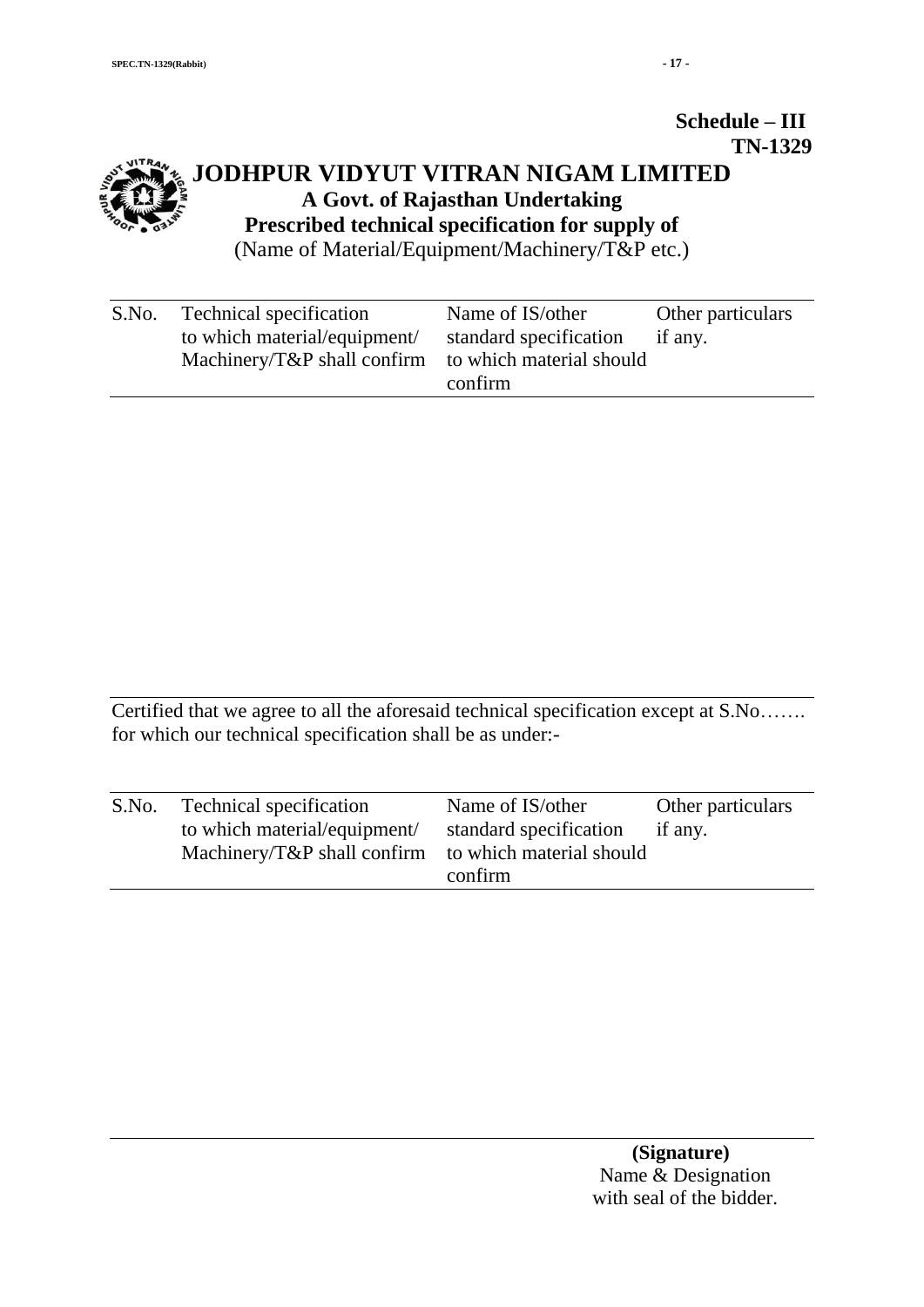**Schedule – III**
**TN-1329**

# JODHPUR VIDYUT VITRAN NIGAM LIMITED

**A Govt. of Rajasthan Undertaking**

**Prescribed technical specification for supply of**

(Name of Material/Equipment/Machinery/T&P etc.)

| S.No. | Technical specification to which material/equipment/ Machinery/T&P shall confirm | Name of IS/other standard specification to which material should confirm | Other particulars if any. |
|---|---|---|---|
| | | | |

Certified that we agree to all the aforesaid technical specification except at S.No……. for which our technical specification shall be as under:-

| S.No. | Technical specification to which material/equipment/ Machinery/T&P shall confirm | Name of IS/other standard specification to which material should confirm | Other particulars if any. |
|---|---|---|---|
| | | | |

**(Signature)**
Name & Designation
with seal of the bidder.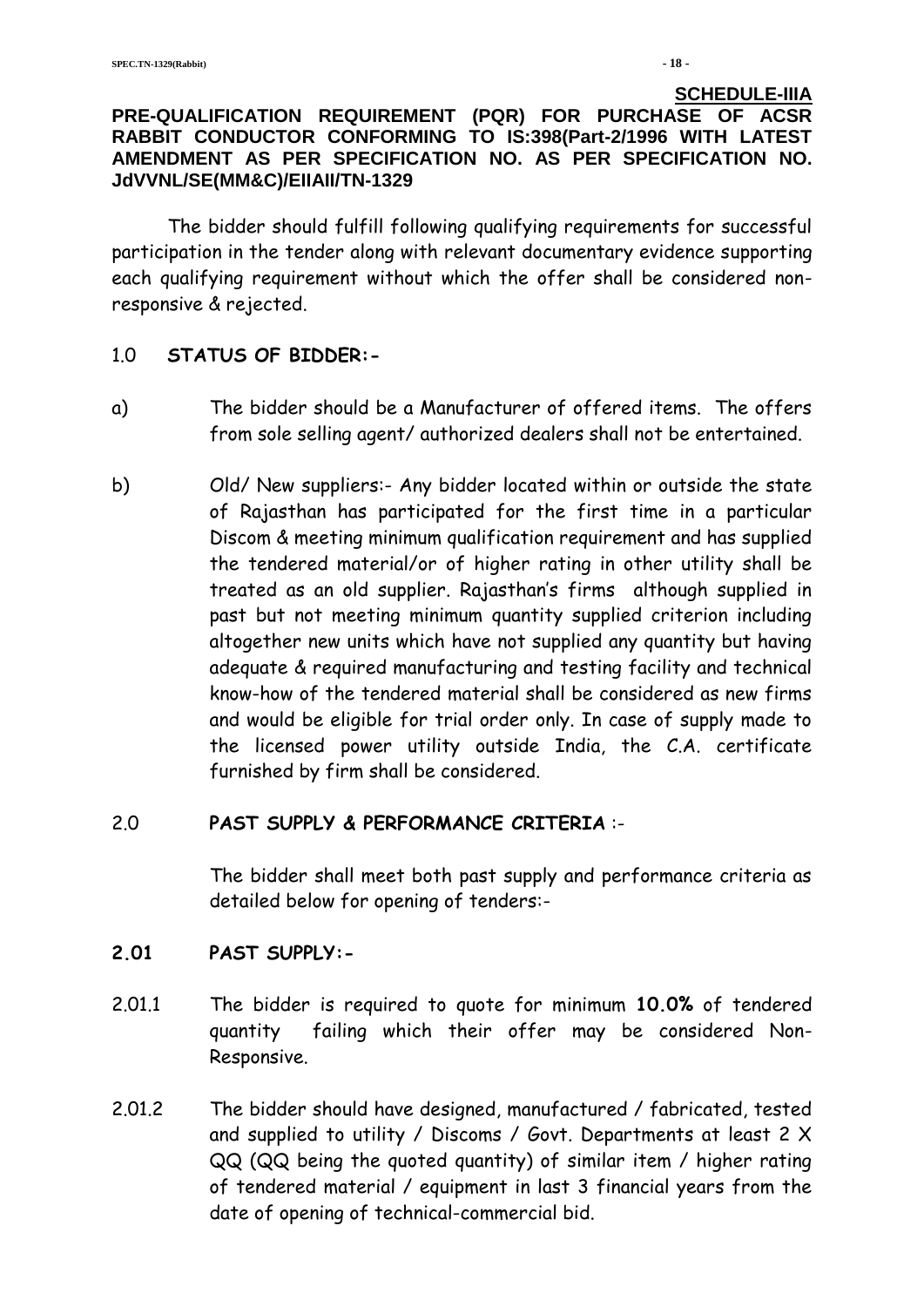**SCHEDULE-IIIA**

## PRE-QUALIFICATION REQUIREMENT (PQR) FOR PURCHASE OF ACSR RABBIT CONDUCTOR CONFORMING TO IS:398(Part-2/1996 WITH LATEST AMENDMENT AS PER SPECIFICATION NO. AS PER SPECIFICATION NO. JdVVNL/SE(MM&C)/EIIAII/TN-1329

The bidder should fulfill following qualifying requirements for successful participation in the tender along with relevant documentary evidence supporting each qualifying requirement without which the offer shall be considered non-responsive & rejected.

1.0 **STATUS OF BIDDER:-**

a) The bidder should be a Manufacturer of offered items. The offers from sole selling agent/ authorized dealers shall not be entertained.

b) Old/ New suppliers:- Any bidder located within or outside the state of Rajasthan has participated for the first time in a particular Discom & meeting minimum qualification requirement and has supplied the tendered material/or of higher rating in other utility shall be treated as an old supplier. Rajasthan's firms although supplied in past but not meeting minimum quantity supplied criterion including altogether new units which have not supplied any quantity but having adequate & required manufacturing and testing facility and technical know-how of the tendered material shall be considered as new firms and would be eligible for trial order only. In case of supply made to the licensed power utility outside India, the C.A. certificate furnished by firm shall be considered.

2.0 **PAST SUPPLY & PERFORMANCE CRITERIA** :-

The bidder shall meet both past supply and performance criteria as detailed below for opening of tenders:-

**2.01 PAST SUPPLY:-**

2.01.1 The bidder is required to quote for minimum **10.0%** of tendered quantity failing which their offer may be considered Non-Responsive.

2.01.2 The bidder should have designed, manufactured / fabricated, tested and supplied to utility / Discoms / Govt. Departments at least 2 X QQ (QQ being the quoted quantity) of similar item / higher rating of tendered material / equipment in last 3 financial years from the date of opening of technical-commercial bid.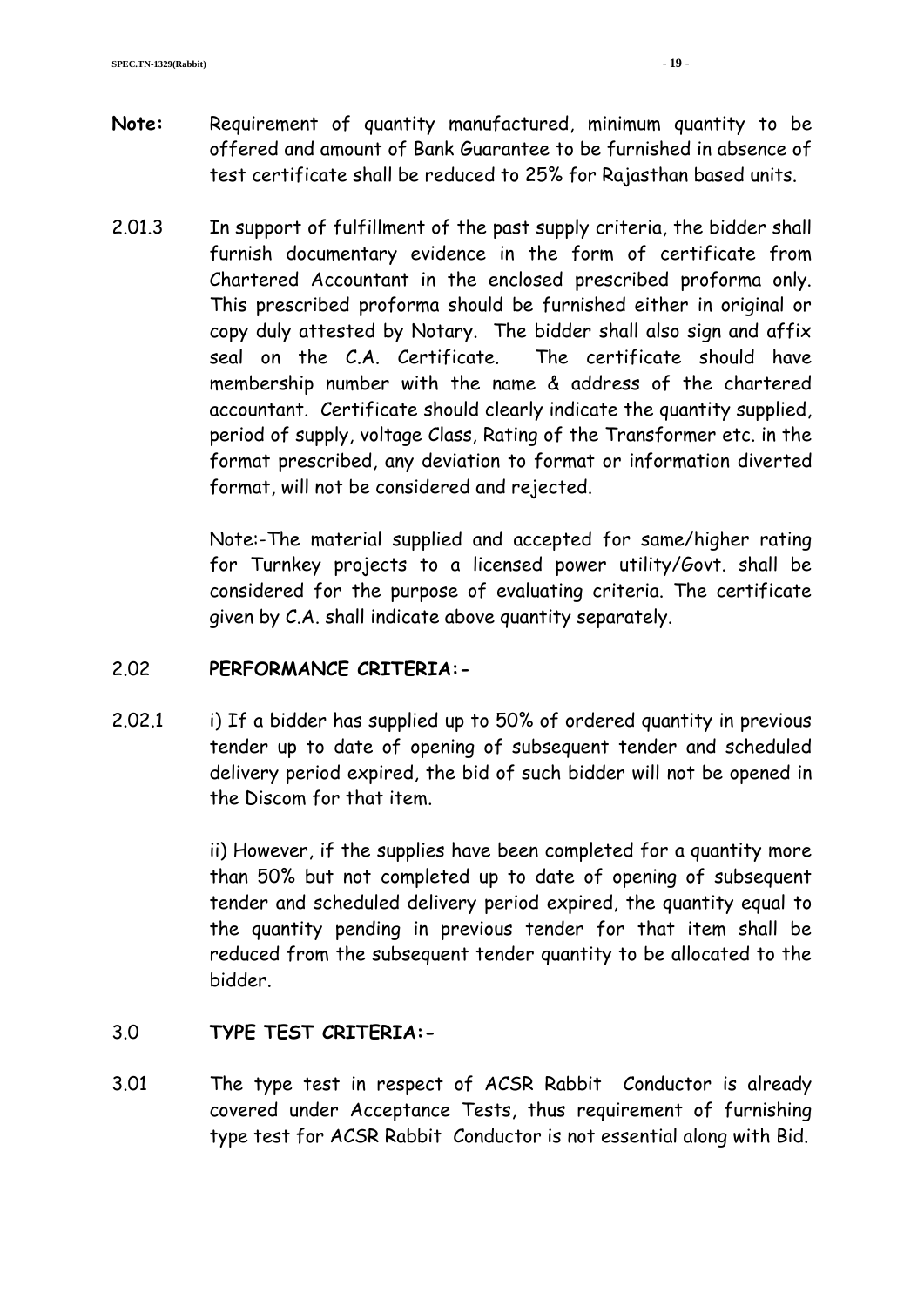**Note:** Requirement of quantity manufactured, minimum quantity to be offered and amount of Bank Guarantee to be furnished in absence of test certificate shall be reduced to 25% for Rajasthan based units.

2.01.3 In support of fulfillment of the past supply criteria, the bidder shall furnish documentary evidence in the form of certificate from Chartered Accountant in the enclosed prescribed proforma only. This prescribed proforma should be furnished either in original or copy duly attested by Notary. The bidder shall also sign and affix seal on the C.A. Certificate. The certificate should have membership number with the name & address of the chartered accountant. Certificate should clearly indicate the quantity supplied, period of supply, voltage Class, Rating of the Transformer etc. in the format prescribed, any deviation to format or information diverted format, will not be considered and rejected.

Note:-The material supplied and accepted for same/higher rating for Turnkey projects to a licensed power utility/Govt. shall be considered for the purpose of evaluating criteria. The certificate given by C.A. shall indicate above quantity separately.

## 2.02 PERFORMANCE CRITERIA:-

2.02.1 i) If a bidder has supplied up to 50% of ordered quantity in previous tender up to date of opening of subsequent tender and scheduled delivery period expired, the bid of such bidder will not be opened in the Discom for that item.

ii) However, if the supplies have been completed for a quantity more than 50% but not completed up to date of opening of subsequent tender and scheduled delivery period expired, the quantity equal to the quantity pending in previous tender for that item shall be reduced from the subsequent tender quantity to be allocated to the bidder.

## 3.0 TYPE TEST CRITERIA:-

3.01 The type test in respect of ACSR Rabbit Conductor is already covered under Acceptance Tests, thus requirement of furnishing type test for ACSR Rabbit Conductor is not essential along with Bid.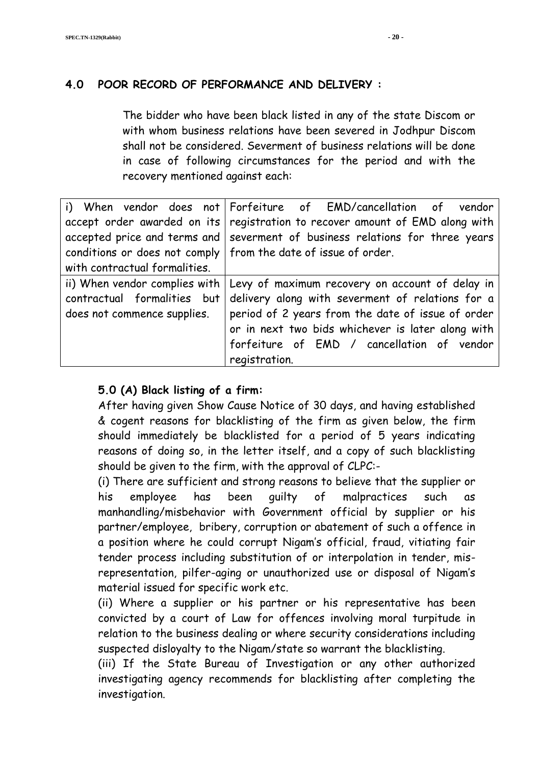## 4.0 POOR RECORD OF PERFORMANCE AND DELIVERY :

The bidder who have been black listed in any of the state Discom or with whom business relations have been severed in Jodhpur Discom shall not be considered. Severment of business relations will be done in case of following circumstances for the period and with the recovery mentioned against each:

| | |
|---|---|
| i) When vendor does not accept order awarded on its accepted price and terms and conditions or does not comply with contractual formalities. | Forfeiture of EMD/cancellation of vendor registration to recover amount of EMD along with severment of business relations for three years from the date of issue of order. |
| ii) When vendor complies with contractual formalities but does not commence supplies. | Levy of maximum recovery on account of delay in delivery along with severment of relations for a period of 2 years from the date of issue of order or in next two bids whichever is later along with forfeiture of EMD / cancellation of vendor registration. |

### 5.0 (A) Black listing of a firm:

After having given Show Cause Notice of 30 days, and having established & cogent reasons for blacklisting of the firm as given below, the firm should immediately be blacklisted for a period of 5 years indicating reasons of doing so, in the letter itself, and a copy of such blacklisting should be given to the firm, with the approval of CLPC:-

(i) There are sufficient and strong reasons to believe that the supplier or his employee has been guilty of malpractices such as manhandling/misbehavior with Government official by supplier or his partner/employee, bribery, corruption or abatement of such a offence in a position where he could corrupt Nigam's official, fraud, vitiating fair tender process including substitution of or interpolation in tender, mis-representation, pilfer-aging or unauthorized use or disposal of Nigam's material issued for specific work etc.

(ii) Where a supplier or his partner or his representative has been convicted by a court of Law for offences involving moral turpitude in relation to the business dealing or where security considerations including suspected disloyalty to the Nigam/state so warrant the blacklisting.

(iii) If the State Bureau of Investigation or any other authorized investigating agency recommends for blacklisting after completing the investigation.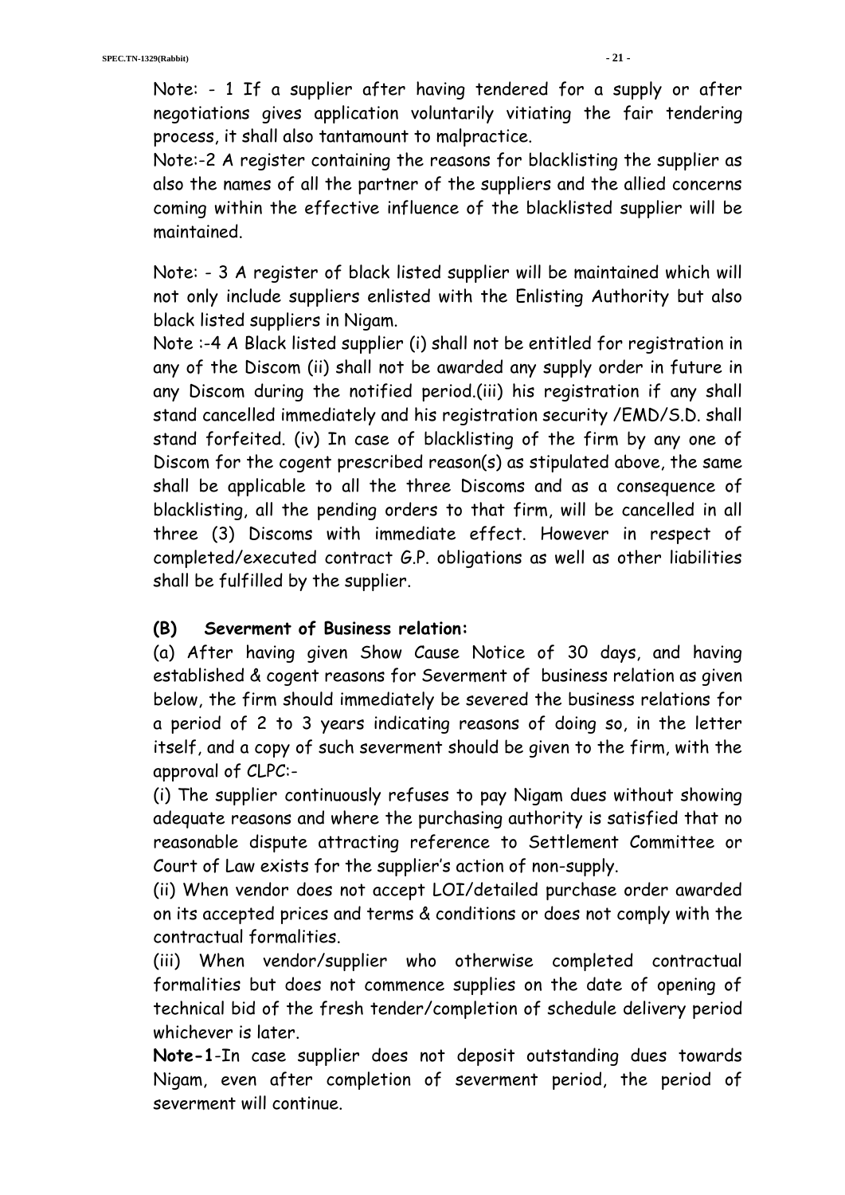Note: - 1 If a supplier after having tendered for a supply or after negotiations gives application voluntarily vitiating the fair tendering process, it shall also tantamount to malpractice.

Note:-2 A register containing the reasons for blacklisting the supplier as also the names of all the partner of the suppliers and the allied concerns coming within the effective influence of the blacklisted supplier will be maintained.

Note: - 3 A register of black listed supplier will be maintained which will not only include suppliers enlisted with the Enlisting Authority but also black listed suppliers in Nigam.

Note :-4 A Black listed supplier (i) shall not be entitled for registration in any of the Discom (ii) shall not be awarded any supply order in future in any Discom during the notified period.(iii) his registration if any shall stand cancelled immediately and his registration security /EMD/S.D. shall stand forfeited. (iv) In case of blacklisting of the firm by any one of Discom for the cogent prescribed reason(s) as stipulated above, the same shall be applicable to all the three Discoms and as a consequence of blacklisting, all the pending orders to that firm, will be cancelled in all three (3) Discoms with immediate effect. However in respect of completed/executed contract G.P. obligations as well as other liabilities shall be fulfilled by the supplier.

**(B) Severment of Business relation:**

(a) After having given Show Cause Notice of 30 days, and having established & cogent reasons for Severment of business relation as given below, the firm should immediately be severed the business relations for a period of 2 to 3 years indicating reasons of doing so, in the letter itself, and a copy of such severment should be given to the firm, with the approval of CLPC:-

(i) The supplier continuously refuses to pay Nigam dues without showing adequate reasons and where the purchasing authority is satisfied that no reasonable dispute attracting reference to Settlement Committee or Court of Law exists for the supplier's action of non-supply.

(ii) When vendor does not accept LOI/detailed purchase order awarded on its accepted prices and terms & conditions or does not comply with the contractual formalities.

(iii) When vendor/supplier who otherwise completed contractual formalities but does not commence supplies on the date of opening of technical bid of the fresh tender/completion of schedule delivery period whichever is later.

**Note-1**-In case supplier does not deposit outstanding dues towards Nigam, even after completion of severment period, the period of severment will continue.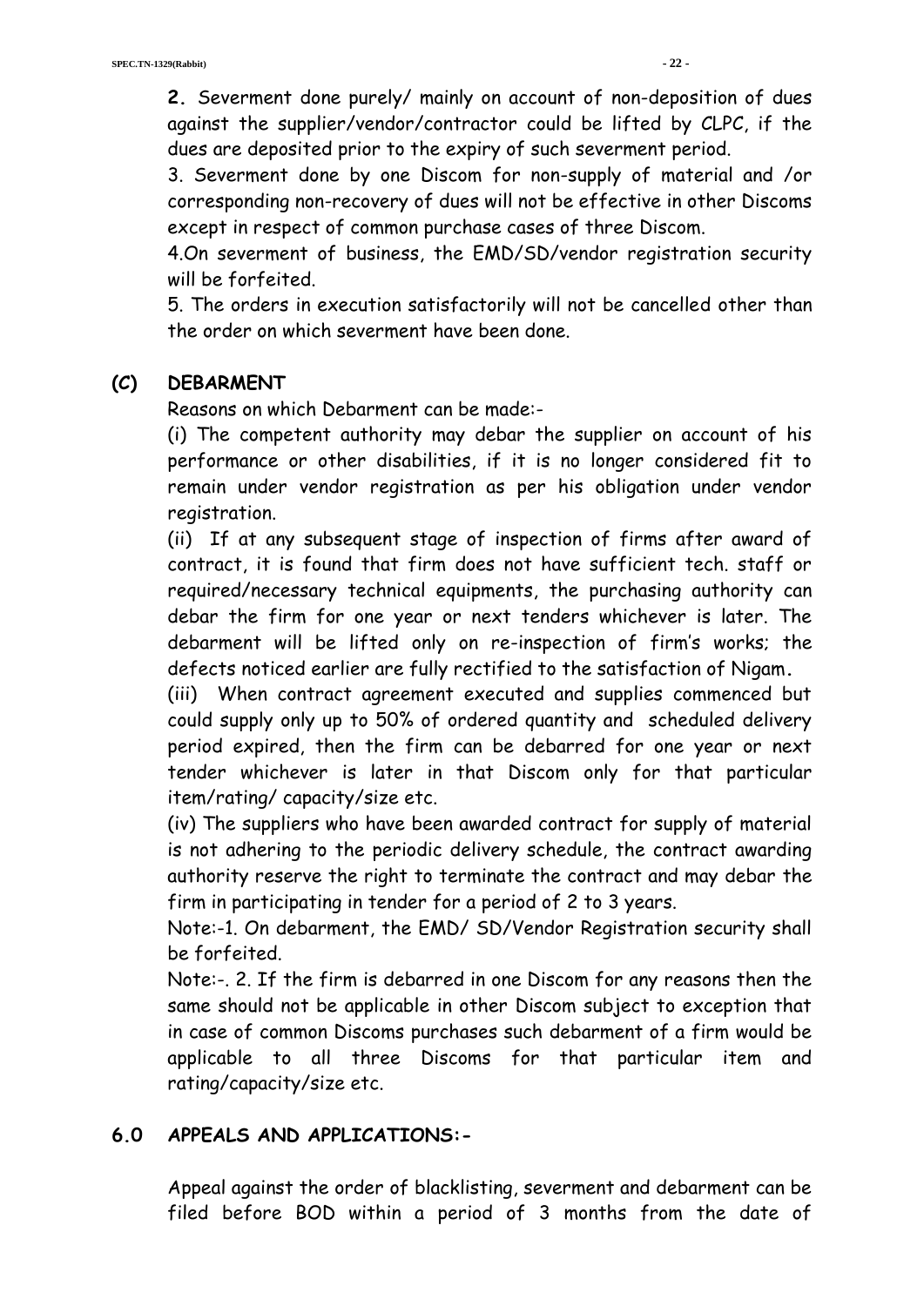**2.** Severment done purely/ mainly on account of non-deposition of dues against the supplier/vendor/contractor could be lifted by CLPC, if the dues are deposited prior to the expiry of such severment period.

3. Severment done by one Discom for non-supply of material and /or corresponding non-recovery of dues will not be effective in other Discoms except in respect of common purchase cases of three Discom.

4.On severment of business, the EMD/SD/vendor registration security will be forfeited.

5. The orders in execution satisfactorily will not be cancelled other than the order on which severment have been done.

## (C) DEBARMENT

Reasons on which Debarment can be made:-

(i) The competent authority may debar the supplier on account of his performance or other disabilities, if it is no longer considered fit to remain under vendor registration as per his obligation under vendor registration.

(ii) If at any subsequent stage of inspection of firms after award of contract, it is found that firm does not have sufficient tech. staff or required/necessary technical equipments, the purchasing authority can debar the firm for one year or next tenders whichever is later. The debarment will be lifted only on re-inspection of firm's works; the defects noticed earlier are fully rectified to the satisfaction of Nigam**.**

(iii) When contract agreement executed and supplies commenced but could supply only up to 50% of ordered quantity and scheduled delivery period expired, then the firm can be debarred for one year or next tender whichever is later in that Discom only for that particular item/rating/ capacity/size etc.

(iv) The suppliers who have been awarded contract for supply of material is not adhering to the periodic delivery schedule, the contract awarding authority reserve the right to terminate the contract and may debar the firm in participating in tender for a period of 2 to 3 years.

Note:-1. On debarment, the EMD/ SD/Vendor Registration security shall be forfeited.

Note:-. 2. If the firm is debarred in one Discom for any reasons then the same should not be applicable in other Discom subject to exception that in case of common Discoms purchases such debarment of a firm would be applicable to all three Discoms for that particular item and rating/capacity/size etc.

## 6.0 APPEALS AND APPLICATIONS:-

Appeal against the order of blacklisting, severment and debarment can be filed before BOD within a period of 3 months from the date of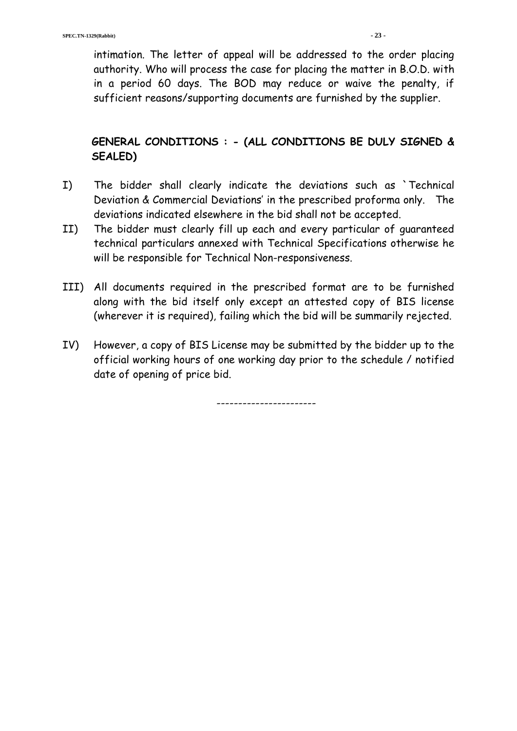intimation. The letter of appeal will be addressed to the order placing authority. Who will process the case for placing the matter in B.O.D. with in a period 60 days. The BOD may reduce or waive the penalty, if sufficient reasons/supporting documents are furnished by the supplier.

**GENERAL CONDITIONS : - (ALL CONDITIONS BE DULY SIGNED & SEALED)**

I) The bidder shall clearly indicate the deviations such as `Technical Deviation & Commercial Deviations' in the prescribed proforma only. The deviations indicated elsewhere in the bid shall not be accepted.

II) The bidder must clearly fill up each and every particular of guaranteed technical particulars annexed with Technical Specifications otherwise he will be responsible for Technical Non-responsiveness.

III) All documents required in the prescribed format are to be furnished along with the bid itself only except an attested copy of BIS license (wherever it is required), failing which the bid will be summarily rejected.

IV) However, a copy of BIS License may be submitted by the bidder up to the official working hours of one working day prior to the schedule / notified date of opening of price bid.

-----------------------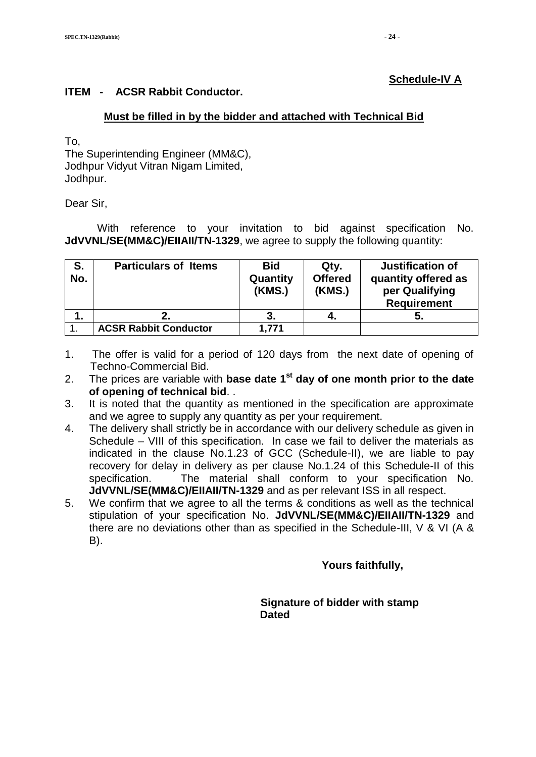**Schedule-IV A**

**ITEM - ACSR Rabbit Conductor.**

**Must be filled in by the bidder and attached with Technical Bid**

To,
The Superintending Engineer (MM&C),
Jodhpur Vidyut Vitran Nigam Limited,
Jodhpur.

Dear Sir,

With reference to your invitation to bid against specification No. **JdVVNL/SE(MM&C)/EIIAII/TN-1329**, we agree to supply the following quantity:

| S. No. | Particulars of Items | Bid Quantity (KMS.) | Qty. Offered (KMS.) | Justification of quantity offered as per Qualifying Requirement |
|---|---|---|---|---|
| 1. | 2. | 3. | 4. | 5. |
| 1. | **ACSR Rabbit Conductor** | 1,771 | | |

1. The offer is valid for a period of 120 days from the next date of opening of Techno-Commercial Bid.
2. The prices are variable with **base date 1st day of one month prior to the date of opening of technical bid**. .
3. It is noted that the quantity as mentioned in the specification are approximate and we agree to supply any quantity as per your requirement.
4. The delivery shall strictly be in accordance with our delivery schedule as given in Schedule – VIII of this specification. In case we fail to deliver the materials as indicated in the clause No.1.23 of GCC (Schedule-II), we are liable to pay recovery for delay in delivery as per clause No.1.24 of this Schedule-II of this specification. The material shall conform to your specification No. **JdVVNL/SE(MM&C)/EIIAII/TN-1329** and as per relevant ISS in all respect.
5. We confirm that we agree to all the terms & conditions as well as the technical stipulation of your specification No. **JdVVNL/SE(MM&C)/EIIAII/TN-1329** and there are no deviations other than as specified in the Schedule-III, V & VI (A & B).

**Yours faithfully,**

**Signature of bidder with stamp**
**Dated**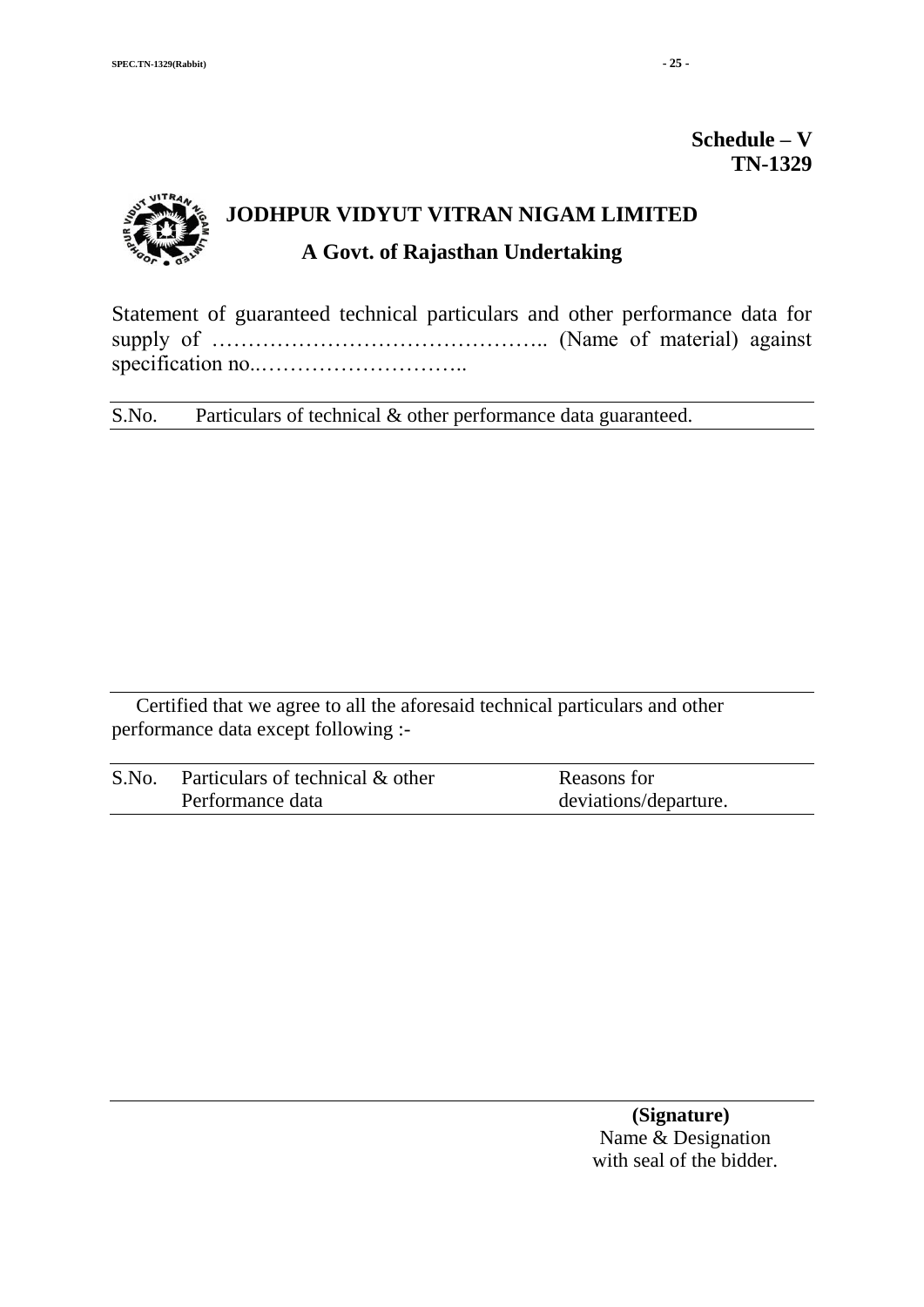**Schedule – V**
**TN-1329**

# JODHPUR VIDYUT VITRAN NIGAM LIMITED

## A Govt. of Rajasthan Undertaking

Statement of guaranteed technical particulars and other performance data for supply of …………………………………….. (Name of material) against specification no..………………………..

| S.No. | Particulars of technical & other performance data guaranteed. |
|---|---|
| | |

Certified that we agree to all the aforesaid technical particulars and other performance data except following :-

| S.No. | Particulars of technical & other Performance data | Reasons for deviations/departure. |
|---|---|---|
| | | |

**(Signature)**
Name & Designation
with seal of the bidder.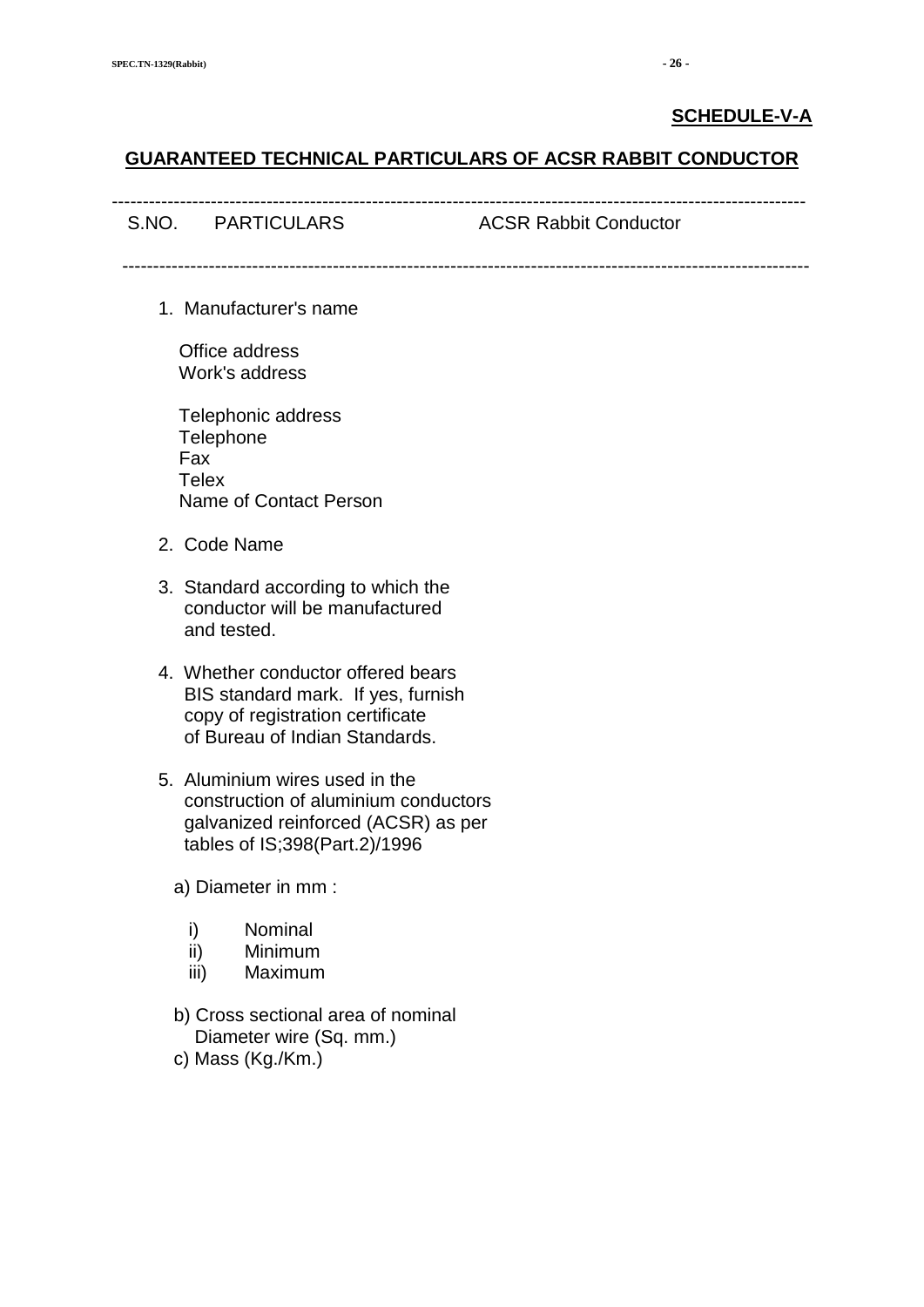**SCHEDULE-V-A**

## GUARANTEED TECHNICAL PARTICULARS OF ACSR RABBIT CONDUCTOR

| S.NO. | PARTICULARS | ACSR Rabbit Conductor |
|---|---|---|
| 1. | Manufacturer's name | |
| | Office address | |
| | Work's address | |
| | Telephonic address | |
| | Telephone | |
| | Fax | |
| | Telex | |
| | Name of Contact Person | |
| 2. | Code Name | |
| 3. | Standard according to which the conductor will be manufactured and tested. | |
| 4. | Whether conductor offered bears BIS standard mark. If yes, furnish copy of registration certificate of Bureau of Indian Standards. | |
| 5. | Aluminium wires used in the construction of aluminium conductors galvanized reinforced (ACSR) as per tables of IS;398(Part.2)/1996 | |
| | a) Diameter in mm : | |
| | i) Nominal | |
| | ii) Minimum | |
| | iii) Maximum | |
| | b) Cross sectional area of nominal Diameter wire (Sq. mm.) | |
| | c) Mass (Kg./Km.) | |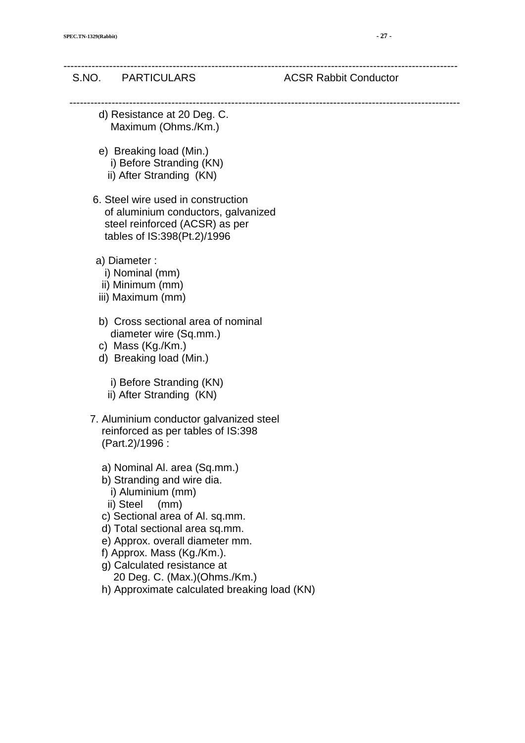| S.NO. | PARTICULARS | ACSR Rabbit Conductor |
|---|---|---|
| | d) Resistance at 20 Deg. C. Maximum (Ohms./Km.) | |
| | e) Breaking load (Min.) | |
| | i) Before Stranding (KN) | |
| | ii) After Stranding (KN) | |
| 6. | Steel wire used in construction of aluminium conductors, galvanized steel reinforced (ACSR) as per tables of IS:398(Pt.2)/1996 | |
| | a) Diameter : | |
| | i) Nominal (mm) | |
| | ii) Minimum (mm) | |
| | iii) Maximum (mm) | |
| | b) Cross sectional area of nominal diameter wire (Sq.mm.) | |
| | c) Mass (Kg./Km.) | |
| | d) Breaking load (Min.) | |
| | i) Before Stranding (KN) | |
| | ii) After Stranding (KN) | |
| 7. | Aluminium conductor galvanized steel reinforced as per tables of IS:398 (Part.2)/1996 : | |
| | a) Nominal Al. area (Sq.mm.) | |
| | b) Stranding and wire dia. | |
| | i) Aluminium (mm) | |
| | ii) Steel (mm) | |
| | c) Sectional area of Al. sq.mm. | |
| | d) Total sectional area sq.mm. | |
| | e) Approx. overall diameter mm. | |
| | f) Approx. Mass (Kg./Km.). | |
| | g) Calculated resistance at 20 Deg. C. (Max.)(Ohms./Km.) | |
| | h) Approximate calculated breaking load (KN) | |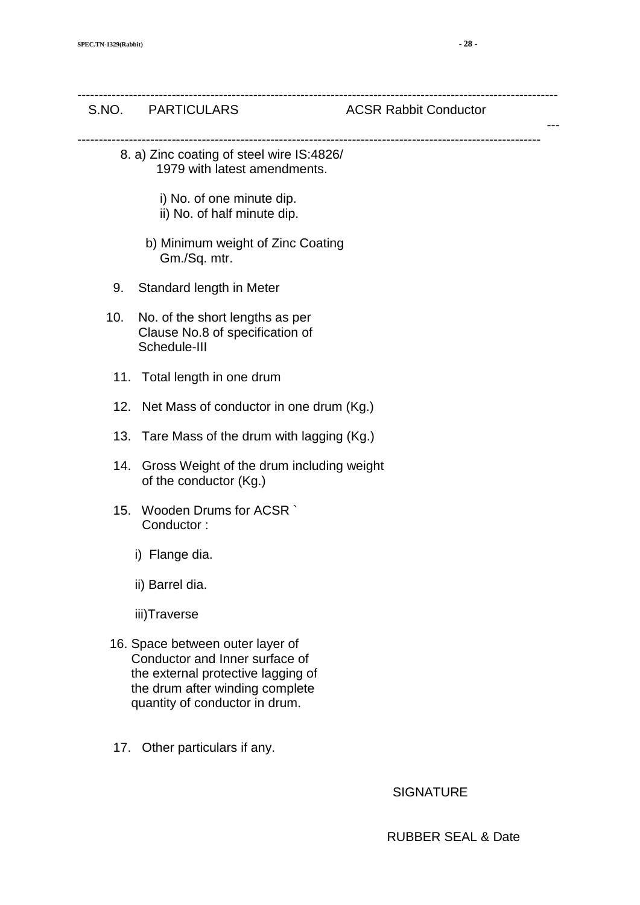| S.NO. | PARTICULARS | ACSR Rabbit Conductor |
|---|---|---|
| 8. | a) Zinc coating of steel wire IS:4826/ 1979 with latest amendments. | |
| | i) No. of one minute dip. | |
| | ii) No. of half minute dip. | |
| | b) Minimum weight of Zinc Coating Gm./Sq. mtr. | |
| 9. | Standard length in Meter | |
| 10. | No. of the short lengths as per Clause No.8 of specification of Schedule-III | |
| 11. | Total length in one drum | |
| 12. | Net Mass of conductor in one drum (Kg.) | |
| 13. | Tare Mass of the drum with lagging (Kg.) | |
| 14. | Gross Weight of the drum including weight of the conductor (Kg.) | |
| 15. | Wooden Drums for ACSR ` Conductor : | |
| | i) Flange dia. | |
| | ii) Barrel dia. | |
| | iii)Traverse | |
| 16. | Space between outer layer of Conductor and Inner surface of the external protective lagging of the drum after winding complete quantity of conductor in drum. | |
| 17. | Other particulars if any. | |

SIGNATURE

RUBBER SEAL & Date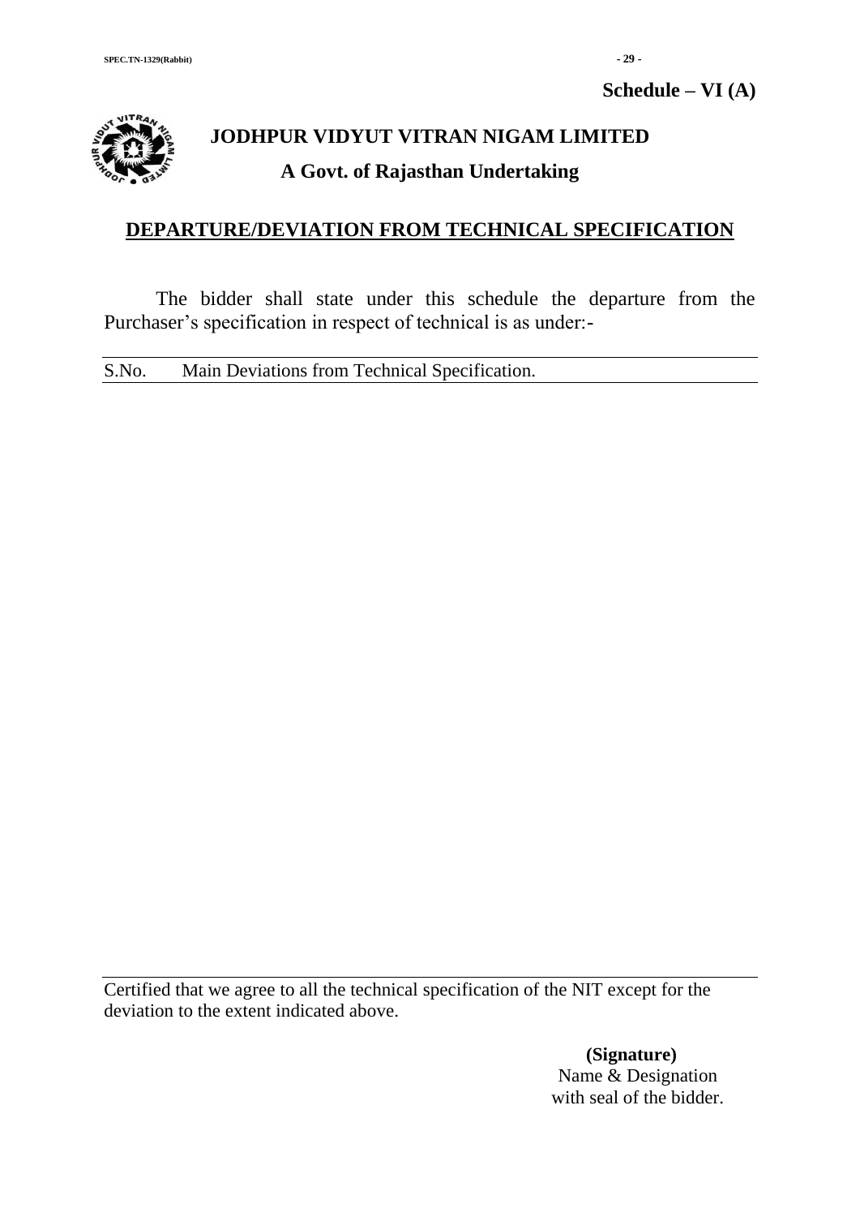**Schedule – VI (A)**

# JODHPUR VIDYUT VITRAN NIGAM LIMITED

## A Govt. of Rajasthan Undertaking

## DEPARTURE/DEVIATION FROM TECHNICAL SPECIFICATION

The bidder shall state under this schedule the departure from the Purchaser's specification in respect of technical is as under:-

| S.No. | Main Deviations from Technical Specification. |
| --- | --- |

Certified that we agree to all the technical specification of the NIT except for the deviation to the extent indicated above.

**(Signature)**
Name & Designation
with seal of the bidder.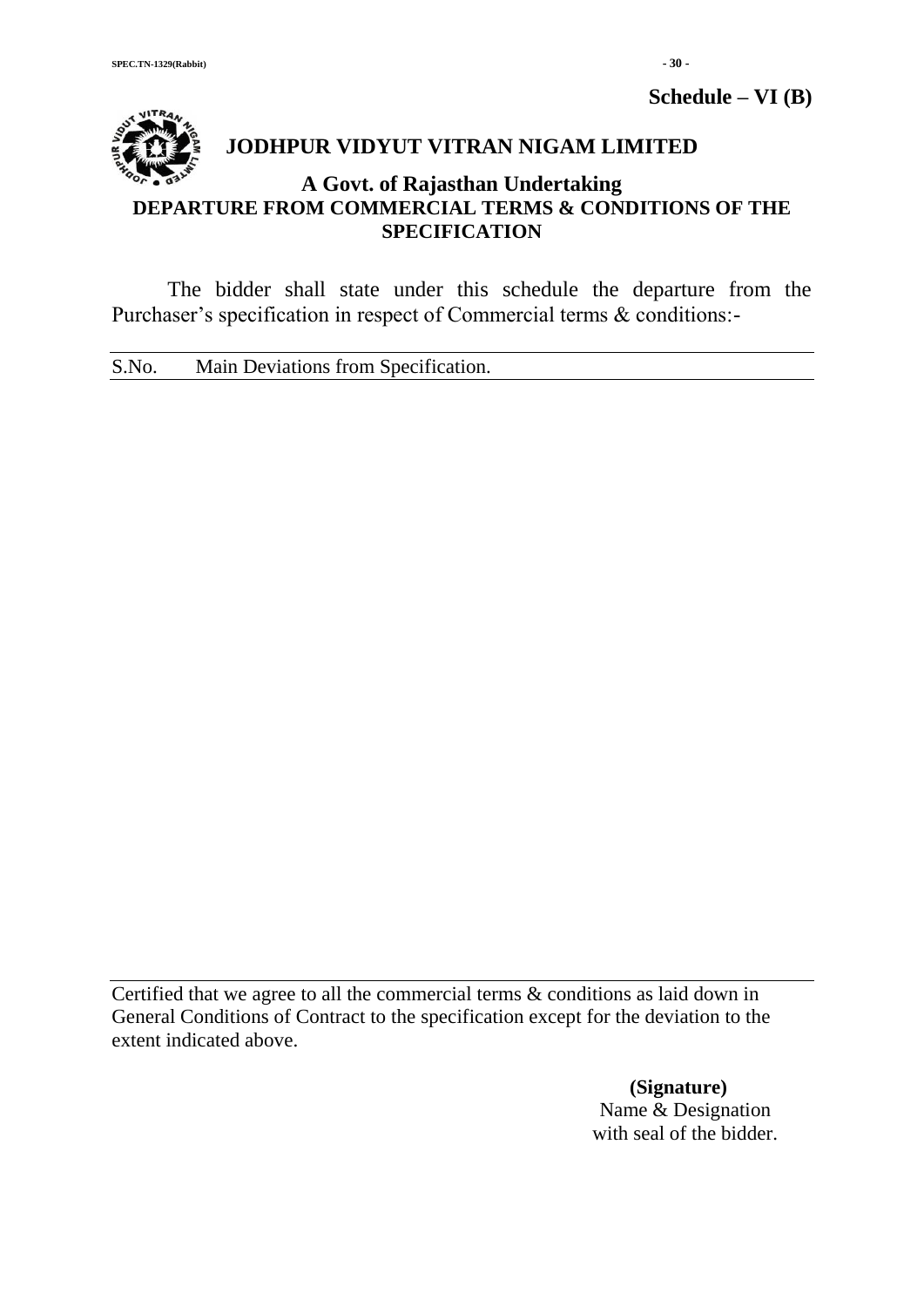**Schedule – VI (B)**

# JODHPUR VIDYUT VITRAN NIGAM LIMITED

## A Govt. of Rajasthan Undertaking

## DEPARTURE FROM COMMERCIAL TERMS & CONDITIONS OF THE SPECIFICATION

The bidder shall state under this schedule the departure from the Purchaser's specification in respect of Commercial terms & conditions:-

| S.No. | Main Deviations from Specification. |
|---|---|
| | |

Certified that we agree to all the commercial terms & conditions as laid down in General Conditions of Contract to the specification except for the deviation to the extent indicated above.

**(Signature)**
Name & Designation
with seal of the bidder.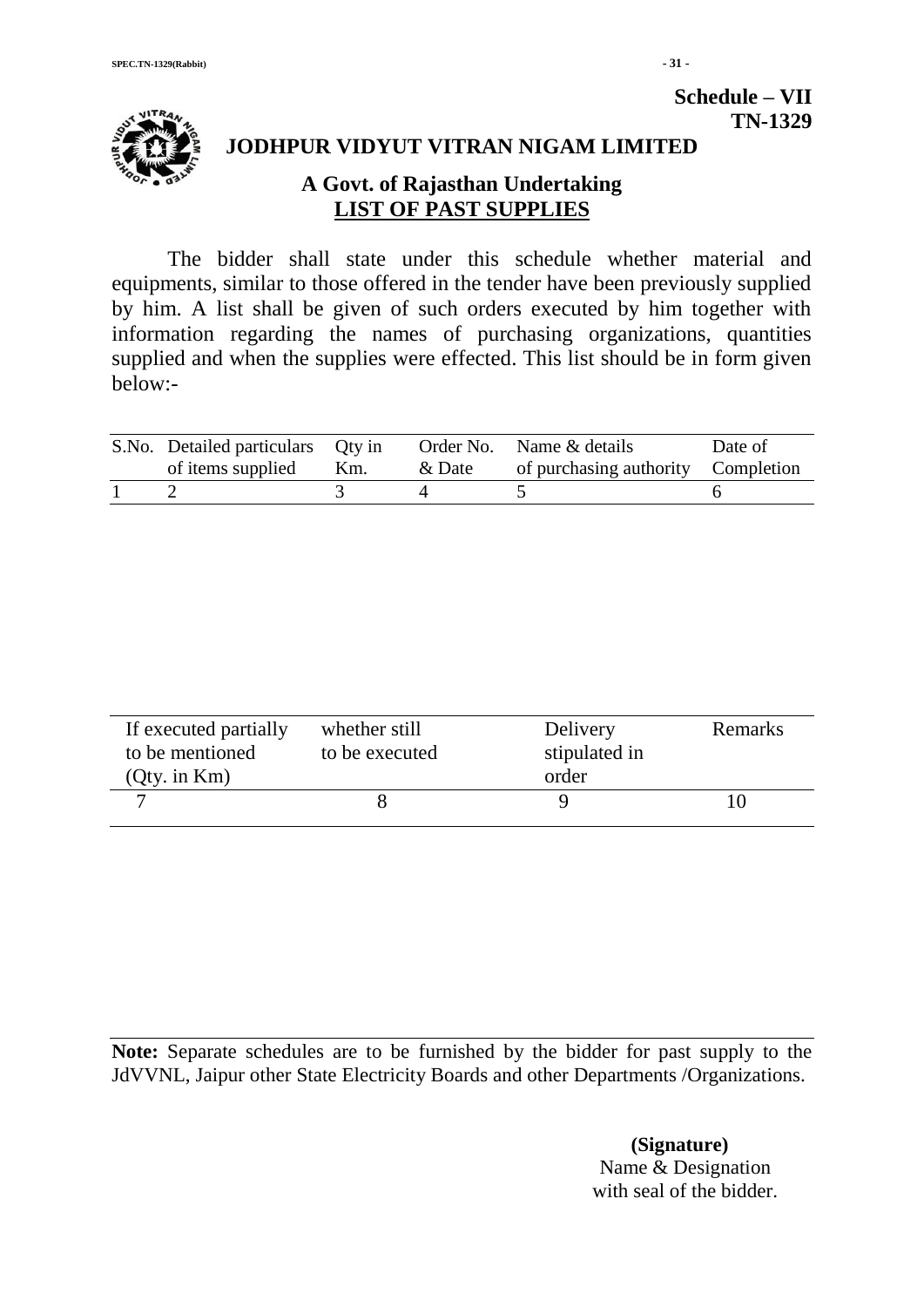**Schedule – VII**
**TN-1329**

## JODHPUR VIDYUT VITRAN NIGAM LIMITED

### A Govt. of Rajasthan Undertaking

### LIST OF PAST SUPPLIES

The bidder shall state under this schedule whether material and equipments, similar to those offered in the tender have been previously supplied by him. A list shall be given of such orders executed by him together with information regarding the names of purchasing organizations, quantities supplied and when the supplies were effected. This list should be in form given below:-

| S.No. | Detailed particulars of items supplied | Qty in Km. | Order No. & Date | Name & details of purchasing authority | Date of Completion |
|---|---|---|---|---|---|
| 1 | 2 | 3 | 4 | 5 | 6 |

| If executed partially to be mentioned (Qty. in Km) | whether still to be executed | Delivery stipulated in order | Remarks |
|---|---|---|---|
| 7 | 8 | 9 | 10 |

**Note:** Separate schedules are to be furnished by the bidder for past supply to the JdVVNL, Jaipur other State Electricity Boards and other Departments /Organizations.

**(Signature)**
Name & Designation
with seal of the bidder.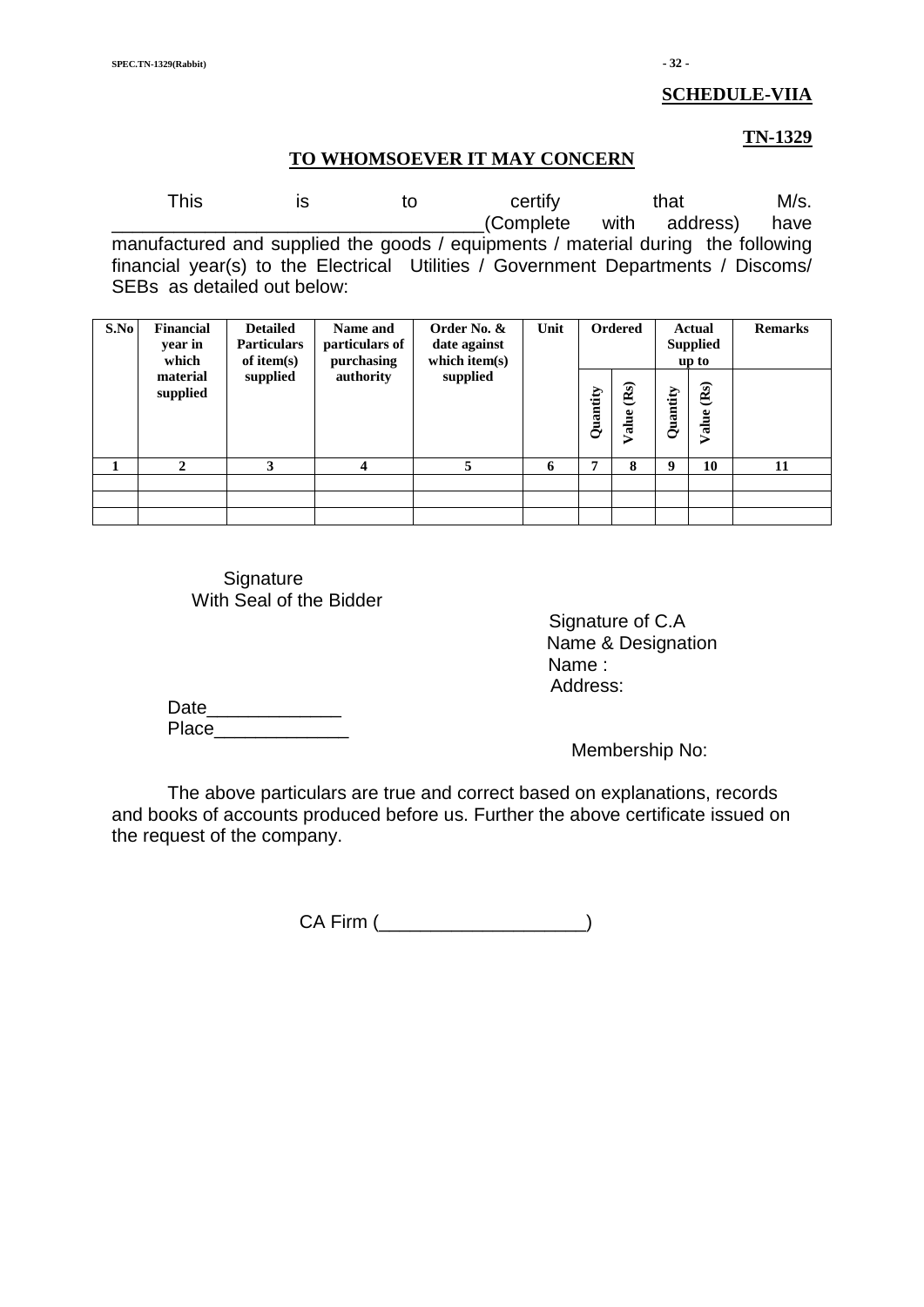**SCHEDULE-VIIA**

**TN-1329**

## TO WHOMSOEVER IT MAY CONCERN

This is to certify that M/s. ____________________________________(Complete with address) have manufactured and supplied the goods / equipments / material during the following financial year(s) to the Electrical Utilities / Government Departments / Discoms/ SEBs as detailed out below:

| S.No | Financial year in which material supplied | Detailed Particulars of item(s) supplied | Name and particulars of purchasing authority | Order No. & date against which item(s) supplied | Unit | Ordered | | Actual Supplied up to | | Remarks |
|---|---|---|---|---|---|---|---|---|---|---|
| | | | | | | Quantity | Value (Rs) | Quantity | Value (Rs) | |
| 1 | 2 | 3 | 4 | 5 | 6 | 7 | 8 | 9 | 10 | 11 |
| | | | | | | | | | | |
| | | | | | | | | | | |
| | | | | | | | | | | |

Signature
With Seal of the Bidder

Signature of C.A
Name & Designation
Name :
Address:

Date_____________
Place_____________

Membership No:

The above particulars are true and correct based on explanations, records and books of accounts produced before us. Further the above certificate issued on the request of the company.

CA Firm (___________________)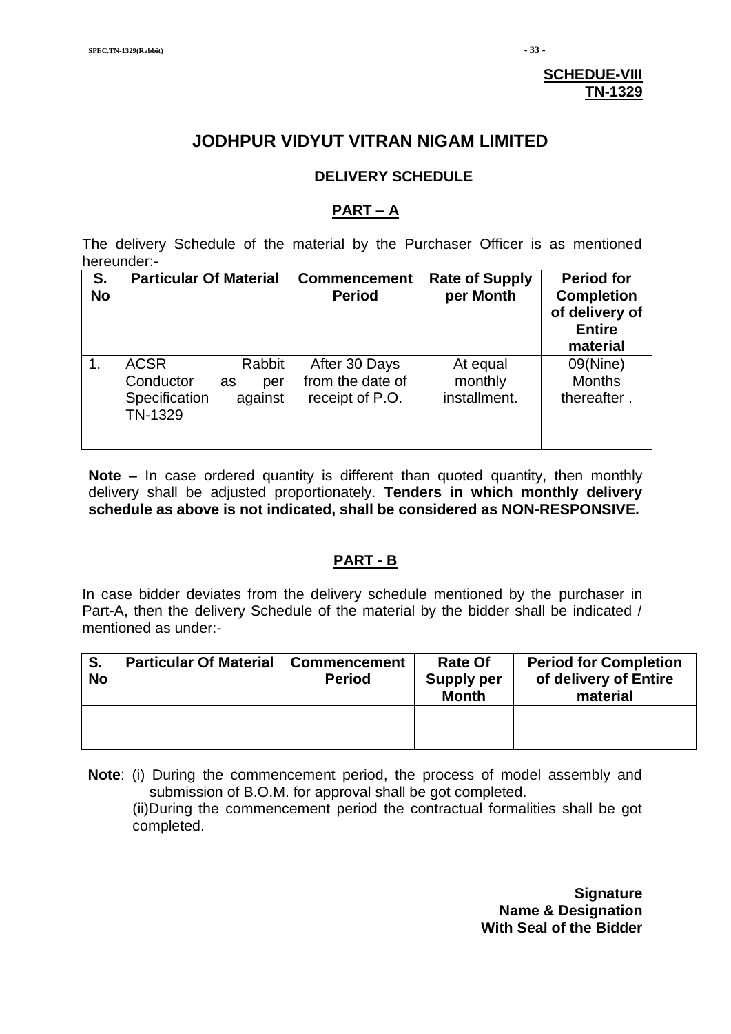**SCHEDUE-VIII**
**TN-1329**

# JODHPUR VIDYUT VITRAN NIGAM LIMITED

## DELIVERY SCHEDULE

### PART – A

The delivery Schedule of the material by the Purchaser Officer is as mentioned hereunder:-

| S. No | Particular Of Material | Commencement Period | Rate of Supply per Month | Period for Completion of delivery of Entire material |
|---|---|---|---|---|
| 1. | ACSR Rabbit Conductor as per Specification against TN-1329 | After 30 Days from the date of receipt of P.O. | At equal monthly installment. | 09(Nine) Months thereafter . |

**Note –** In case ordered quantity is different than quoted quantity, then monthly delivery shall be adjusted proportionately. **Tenders in which monthly delivery schedule as above is not indicated, shall be considered as NON-RESPONSIVE.**

### PART - B

In case bidder deviates from the delivery schedule mentioned by the purchaser in Part-A, then the delivery Schedule of the material by the bidder shall be indicated / mentioned as under:-

| S. No | Particular Of Material | Commencement Period | Rate Of Supply per Month | Period for Completion of delivery of Entire material |
|---|---|---|---|---|
| | | | | |

**Note**: (i) During the commencement period, the process of model assembly and submission of B.O.M. for approval shall be got completed.
(ii)During the commencement period the contractual formalities shall be got completed.

**Signature**
**Name & Designation**
**With Seal of the Bidder**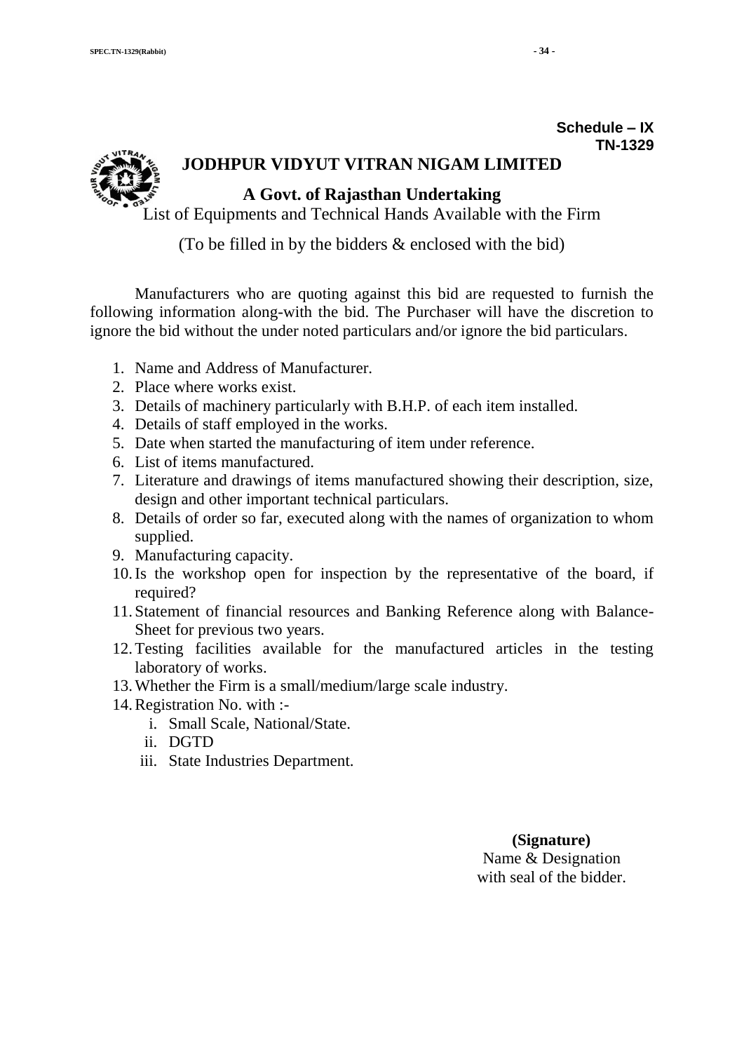Schedule – IX
TN-1329

# JODHPUR VIDYUT VITRAN NIGAM LIMITED

## A Govt. of Rajasthan Undertaking

List of Equipments and Technical Hands Available with the Firm

(To be filled in by the bidders & enclosed with the bid)

Manufacturers who are quoting against this bid are requested to furnish the following information along-with the bid. The Purchaser will have the discretion to ignore the bid without the under noted particulars and/or ignore the bid particulars.

1. Name and Address of Manufacturer.
2. Place where works exist.
3. Details of machinery particularly with B.H.P. of each item installed.
4. Details of staff employed in the works.
5. Date when started the manufacturing of item under reference.
6. List of items manufactured.
7. Literature and drawings of items manufactured showing their description, size, design and other important technical particulars.
8. Details of order so far, executed along with the names of organization to whom supplied.
9. Manufacturing capacity.
10. Is the workshop open for inspection by the representative of the board, if required?
11. Statement of financial resources and Banking Reference along with Balance-Sheet for previous two years.
12. Testing facilities available for the manufactured articles in the testing laboratory of works.
13. Whether the Firm is a small/medium/large scale industry.
14. Registration No. with :-
    1. Small Scale, National/State.
    2. DGTD
    3. State Industries Department.

**(Signature)**
Name & Designation
with seal of the bidder.